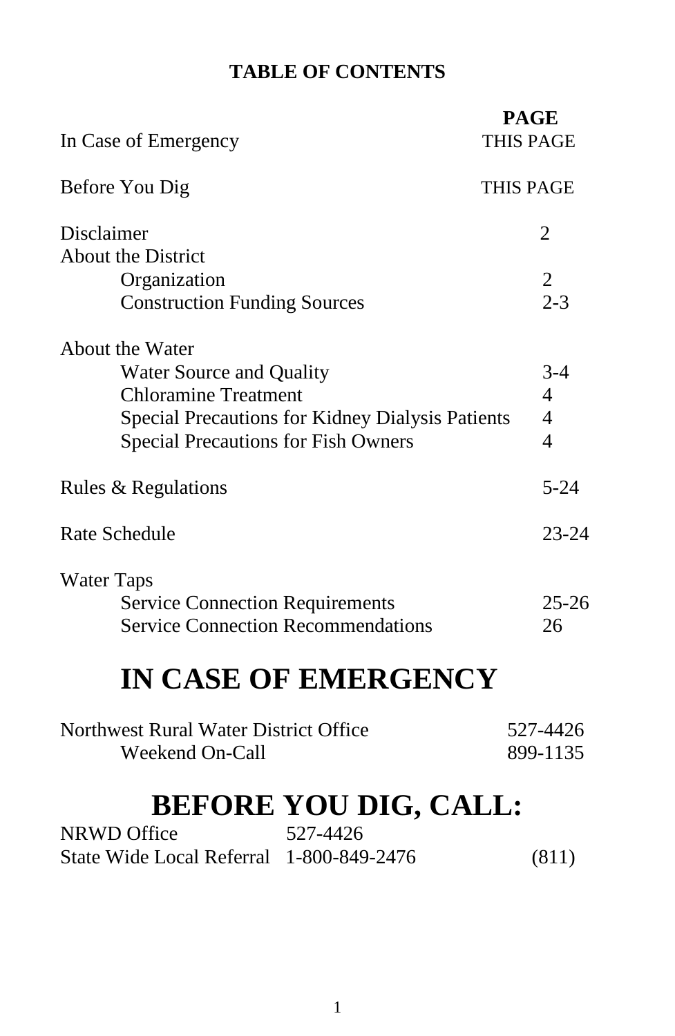## TABLE OF CONTENTS

| | PAGE |
|---|---|
| In Case of Emergency | THIS PAGE |
| Before You Dig | THIS PAGE |
| Disclaimer | 2 |
| About the District | |
| Organization | 2 |
| Construction Funding Sources | 2-3 |
| About the Water | |
| Water Source and Quality | 3-4 |
| Chloramine Treatment | 4 |
| Special Precautions for Kidney Dialysis Patients | 4 |
| Special Precautions for Fish Owners | 4 |
| Rules & Regulations | 5-24 |
| Rate Schedule | 23-24 |
| Water Taps | |
| Service Connection Requirements | 25-26 |
| Service Connection Recommendations | 26 |

# IN CASE OF EMERGENCY

| | |
|---|---|
| Northwest Rural Water District Office | 527-4426 |
| Weekend On-Call | 899-1135 |

# BEFORE YOU DIG, CALL:

| | | |
|---|---|---|
| NRWD Office | 527-4426 | |
| State Wide Local Referral | 1-800-849-2476 | (811) |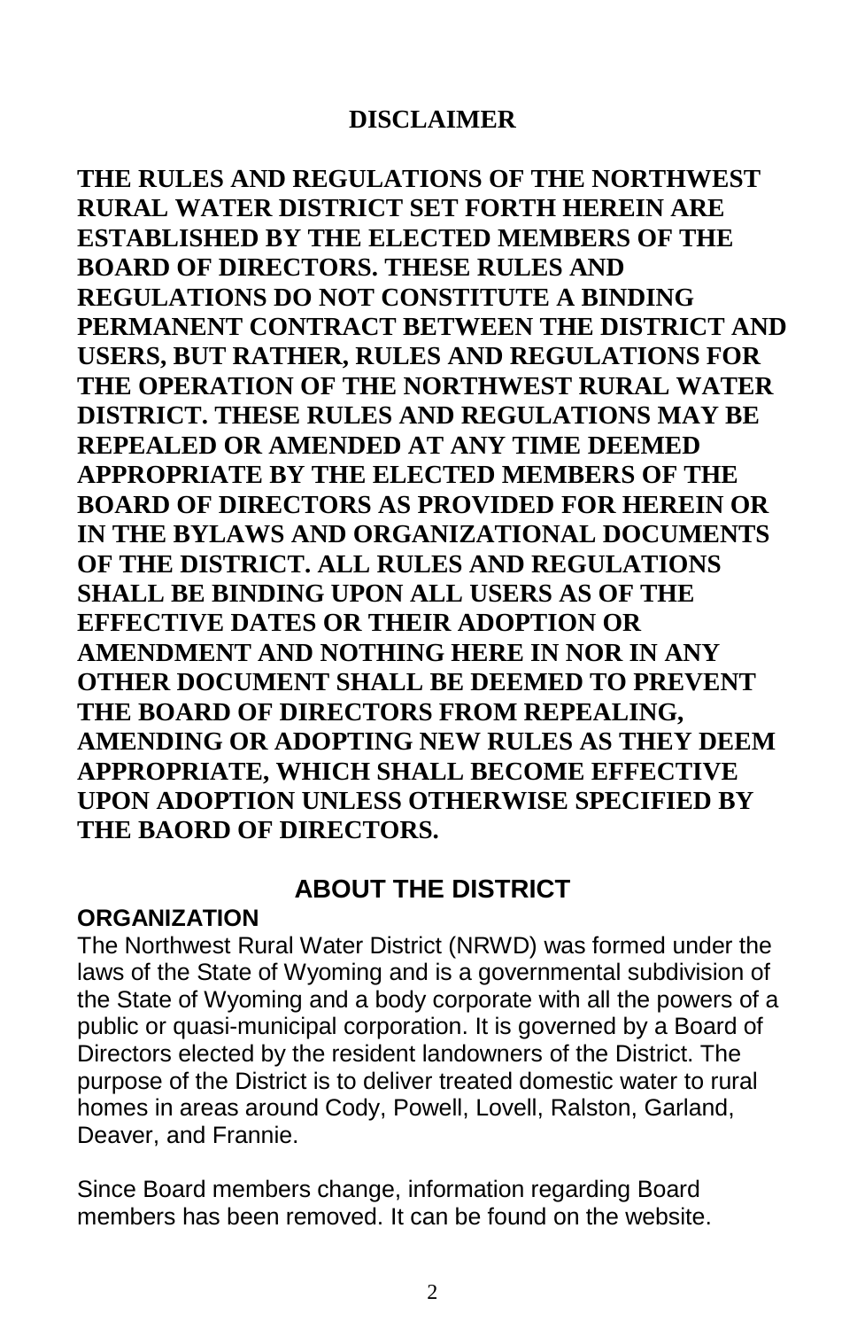## DISCLAIMER

**THE RULES AND REGULATIONS OF THE NORTHWEST RURAL WATER DISTRICT SET FORTH HEREIN ARE ESTABLISHED BY THE ELECTED MEMBERS OF THE BOARD OF DIRECTORS. THESE RULES AND REGULATIONS DO NOT CONSTITUTE A BINDING PERMANENT CONTRACT BETWEEN THE DISTRICT AND USERS, BUT RATHER, RULES AND REGULATIONS FOR THE OPERATION OF THE NORTHWEST RURAL WATER DISTRICT. THESE RULES AND REGULATIONS MAY BE REPEALED OR AMENDED AT ANY TIME DEEMED APPROPRIATE BY THE ELECTED MEMBERS OF THE BOARD OF DIRECTORS AS PROVIDED FOR HEREIN OR IN THE BYLAWS AND ORGANIZATIONAL DOCUMENTS OF THE DISTRICT. ALL RULES AND REGULATIONS SHALL BE BINDING UPON ALL USERS AS OF THE EFFECTIVE DATES OR THEIR ADOPTION OR AMENDMENT AND NOTHING HERE IN NOR IN ANY OTHER DOCUMENT SHALL BE DEEMED TO PREVENT THE BOARD OF DIRECTORS FROM REPEALING, AMENDING OR ADOPTING NEW RULES AS THEY DEEM APPROPRIATE, WHICH SHALL BECOME EFFECTIVE UPON ADOPTION UNLESS OTHERWISE SPECIFIED BY THE BAORD OF DIRECTORS.**

## ABOUT THE DISTRICT

### ORGANIZATION

The Northwest Rural Water District (NRWD) was formed under the laws of the State of Wyoming and is a governmental subdivision of the State of Wyoming and a body corporate with all the powers of a public or quasi-municipal corporation. It is governed by a Board of Directors elected by the resident landowners of the District. The purpose of the District is to deliver treated domestic water to rural homes in areas around Cody, Powell, Lovell, Ralston, Garland, Deaver, and Frannie.

Since Board members change, information regarding Board members has been removed. It can be found on the website.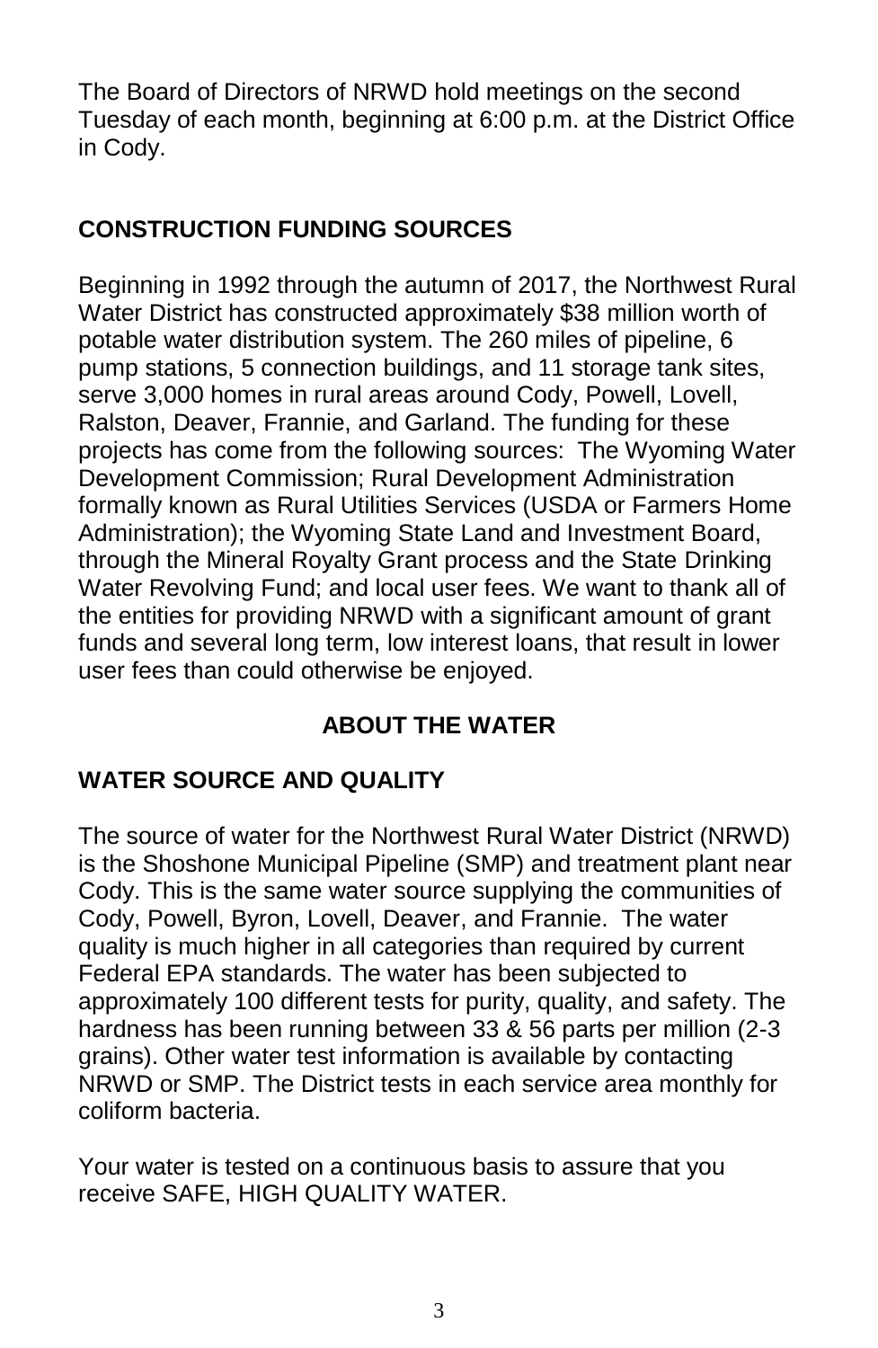The Board of Directors of NRWD hold meetings on the second Tuesday of each month, beginning at 6:00 p.m. at the District Office in Cody.

## CONSTRUCTION FUNDING SOURCES

Beginning in 1992 through the autumn of 2017, the Northwest Rural Water District has constructed approximately $38 million worth of potable water distribution system. The 260 miles of pipeline, 6 pump stations, 5 connection buildings, and 11 storage tank sites, serve 3,000 homes in rural areas around Cody, Powell, Lovell, Ralston, Deaver, Frannie, and Garland. The funding for these projects has come from the following sources: The Wyoming Water Development Commission; Rural Development Administration formally known as Rural Utilities Services (USDA or Farmers Home Administration); the Wyoming State Land and Investment Board, through the Mineral Royalty Grant process and the State Drinking Water Revolving Fund; and local user fees. We want to thank all of the entities for providing NRWD with a significant amount of grant funds and several long term, low interest loans, that result in lower user fees than could otherwise be enjoyed.

# ABOUT THE WATER

## WATER SOURCE AND QUALITY

The source of water for the Northwest Rural Water District (NRWD) is the Shoshone Municipal Pipeline (SMP) and treatment plant near Cody. This is the same water source supplying the communities of Cody, Powell, Byron, Lovell, Deaver, and Frannie. The water quality is much higher in all categories than required by current Federal EPA standards. The water has been subjected to approximately 100 different tests for purity, quality, and safety. The hardness has been running between 33 & 56 parts per million (2-3 grains). Other water test information is available by contacting NRWD or SMP. The District tests in each service area monthly for coliform bacteria.

Your water is tested on a continuous basis to assure that you receive SAFE, HIGH QUALITY WATER.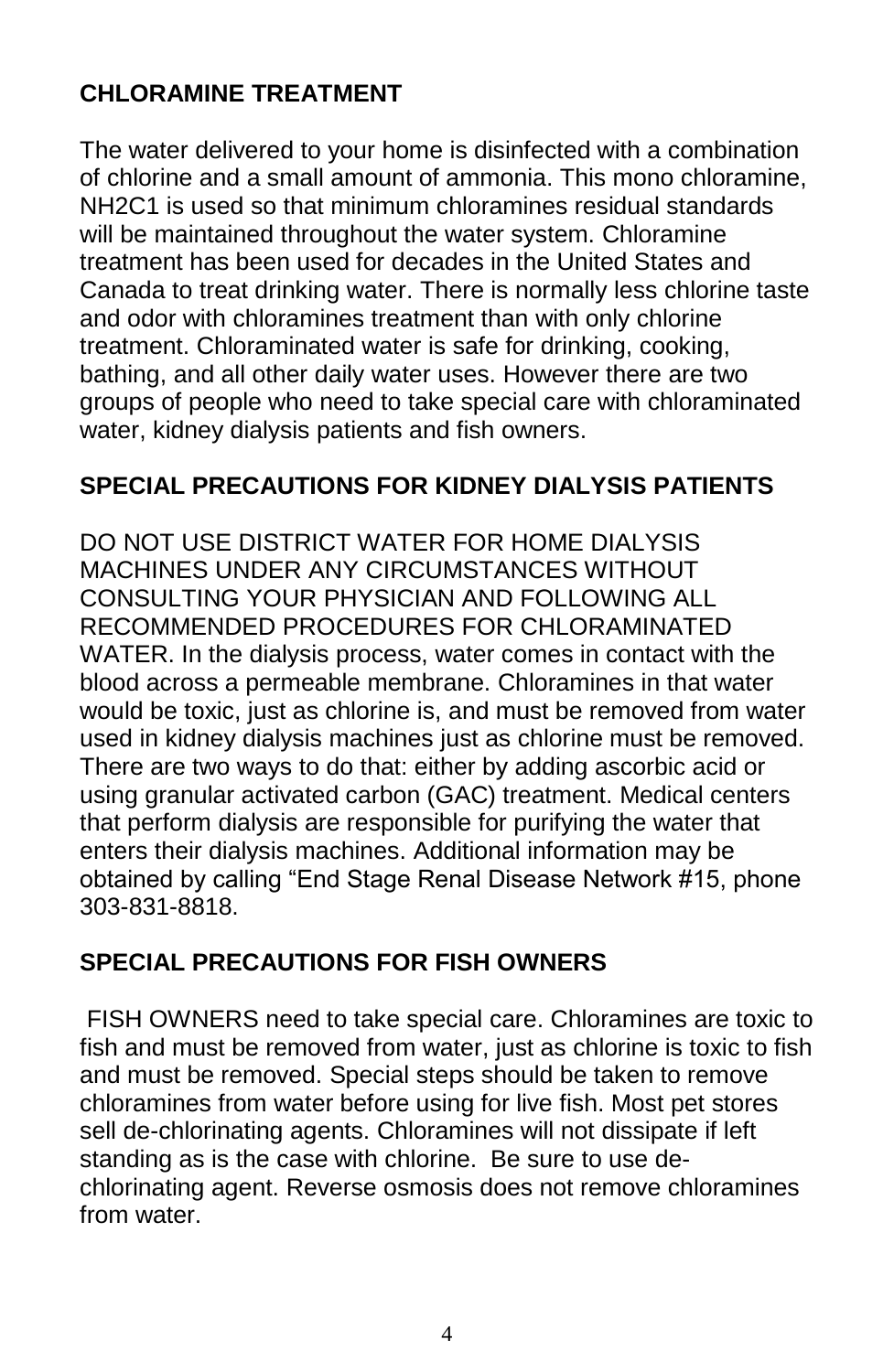## CHLORAMINE TREATMENT

The water delivered to your home is disinfected with a combination of chlorine and a small amount of ammonia. This mono chloramine, NH2C1 is used so that minimum chloramines residual standards will be maintained throughout the water system. Chloramine treatment has been used for decades in the United States and Canada to treat drinking water. There is normally less chlorine taste and odor with chloramines treatment than with only chlorine treatment. Chloraminated water is safe for drinking, cooking, bathing, and all other daily water uses. However there are two groups of people who need to take special care with chloraminated water, kidney dialysis patients and fish owners.

## SPECIAL PRECAUTIONS FOR KIDNEY DIALYSIS PATIENTS

DO NOT USE DISTRICT WATER FOR HOME DIALYSIS MACHINES UNDER ANY CIRCUMSTANCES WITHOUT CONSULTING YOUR PHYSICIAN AND FOLLOWING ALL RECOMMENDED PROCEDURES FOR CHLORAMINATED WATER. In the dialysis process, water comes in contact with the blood across a permeable membrane. Chloramines in that water would be toxic, just as chlorine is, and must be removed from water used in kidney dialysis machines just as chlorine must be removed. There are two ways to do that: either by adding ascorbic acid or using granular activated carbon (GAC) treatment. Medical centers that perform dialysis are responsible for purifying the water that enters their dialysis machines. Additional information may be obtained by calling "End Stage Renal Disease Network #15, phone 303-831-8818.

## SPECIAL PRECAUTIONS FOR FISH OWNERS

FISH OWNERS need to take special care. Chloramines are toxic to fish and must be removed from water, just as chlorine is toxic to fish and must be removed. Special steps should be taken to remove chloramines from water before using for live fish. Most pet stores sell de-chlorinating agents. Chloramines will not dissipate if left standing as is the case with chlorine. Be sure to use de-chlorinating agent. Reverse osmosis does not remove chloramines from water.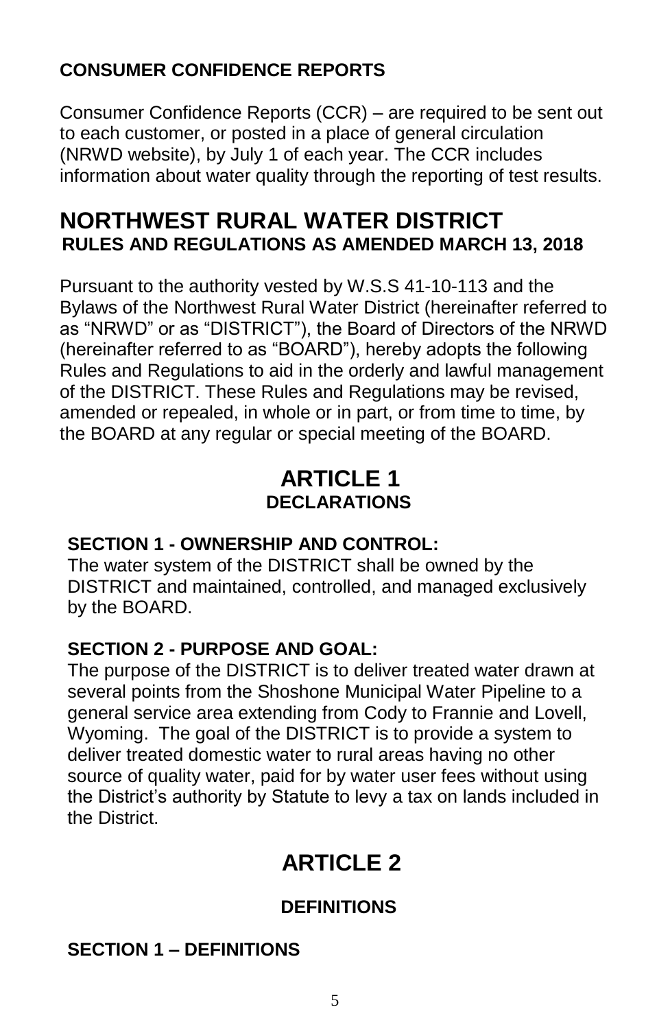**CONSUMER CONFIDENCE REPORTS**

Consumer Confidence Reports (CCR) – are required to be sent out to each customer, or posted in a place of general circulation (NRWD website), by July 1 of each year. The CCR includes information about water quality through the reporting of test results.

# NORTHWEST RURAL WATER DISTRICT

**RULES AND REGULATIONS AS AMENDED MARCH 13, 2018**

Pursuant to the authority vested by W.S.S 41-10-113 and the Bylaws of the Northwest Rural Water District (hereinafter referred to as "NRWD" or as "DISTRICT"), the Board of Directors of the NRWD (hereinafter referred to as "BOARD"), hereby adopts the following Rules and Regulations to aid in the orderly and lawful management of the DISTRICT. These Rules and Regulations may be revised, amended or repealed, in whole or in part, or from time to time, by the BOARD at any regular or special meeting of the BOARD.

## ARTICLE 1

### DECLARATIONS

**SECTION 1 - OWNERSHIP AND CONTROL:**
The water system of the DISTRICT shall be owned by the DISTRICT and maintained, controlled, and managed exclusively by the BOARD.

**SECTION 2 - PURPOSE AND GOAL:**
The purpose of the DISTRICT is to deliver treated water drawn at several points from the Shoshone Municipal Water Pipeline to a general service area extending from Cody to Frannie and Lovell, Wyoming. The goal of the DISTRICT is to provide a system to deliver treated domestic water to rural areas having no other source of quality water, paid for by water user fees without using the District's authority by Statute to levy a tax on lands included in the District.

## ARTICLE 2

### DEFINITIONS

**SECTION 1 – DEFINITIONS**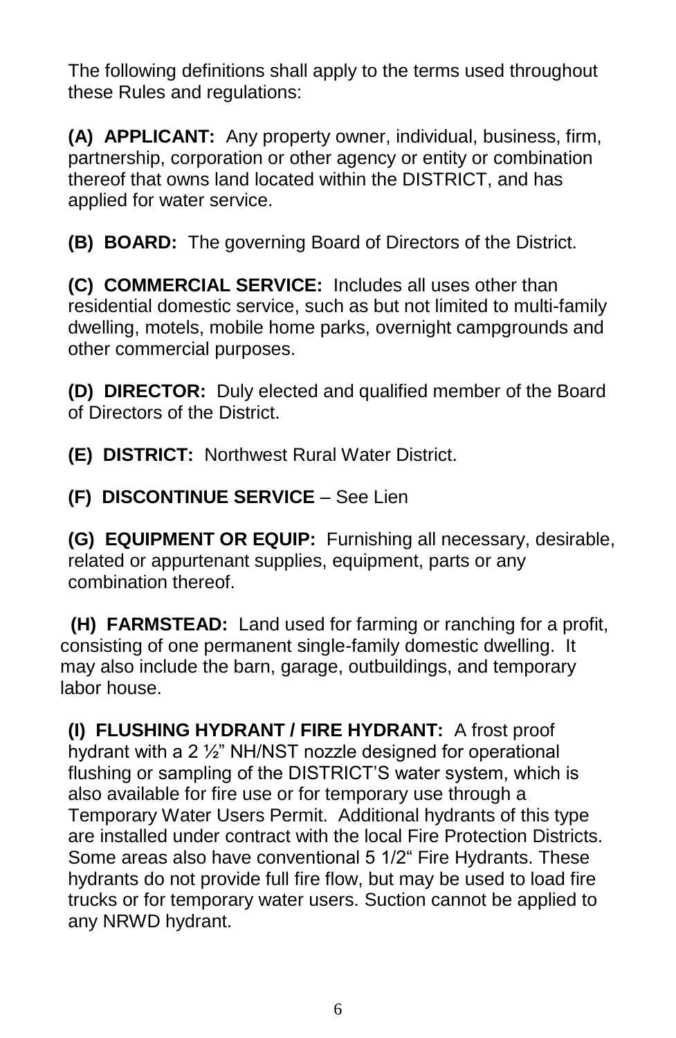The following definitions shall apply to the terms used throughout these Rules and regulations:

**(A) APPLICANT:** Any property owner, individual, business, firm, partnership, corporation or other agency or entity or combination thereof that owns land located within the DISTRICT, and has applied for water service.

**(B) BOARD:** The governing Board of Directors of the District.

**(C) COMMERCIAL SERVICE:** Includes all uses other than residential domestic service, such as but not limited to multi-family dwelling, motels, mobile home parks, overnight campgrounds and other commercial purposes.

**(D) DIRECTOR:** Duly elected and qualified member of the Board of Directors of the District.

**(E) DISTRICT:** Northwest Rural Water District.

**(F) DISCONTINUE SERVICE** – See Lien

**(G) EQUIPMENT OR EQUIP:** Furnishing all necessary, desirable, related or appurtenant supplies, equipment, parts or any combination thereof.

**(H) FARMSTEAD:** Land used for farming or ranching for a profit, consisting of one permanent single-family domestic dwelling. It may also include the barn, garage, outbuildings, and temporary labor house.

**(I) FLUSHING HYDRANT / FIRE HYDRANT:** A frost proof hydrant with a 2 ½" NH/NST nozzle designed for operational flushing or sampling of the DISTRICT'S water system, which is also available for fire use or for temporary use through a Temporary Water Users Permit. Additional hydrants of this type are installed under contract with the local Fire Protection Districts. Some areas also have conventional 5 1/2" Fire Hydrants. These hydrants do not provide full fire flow, but may be used to load fire trucks or for temporary water users. Suction cannot be applied to any NRWD hydrant.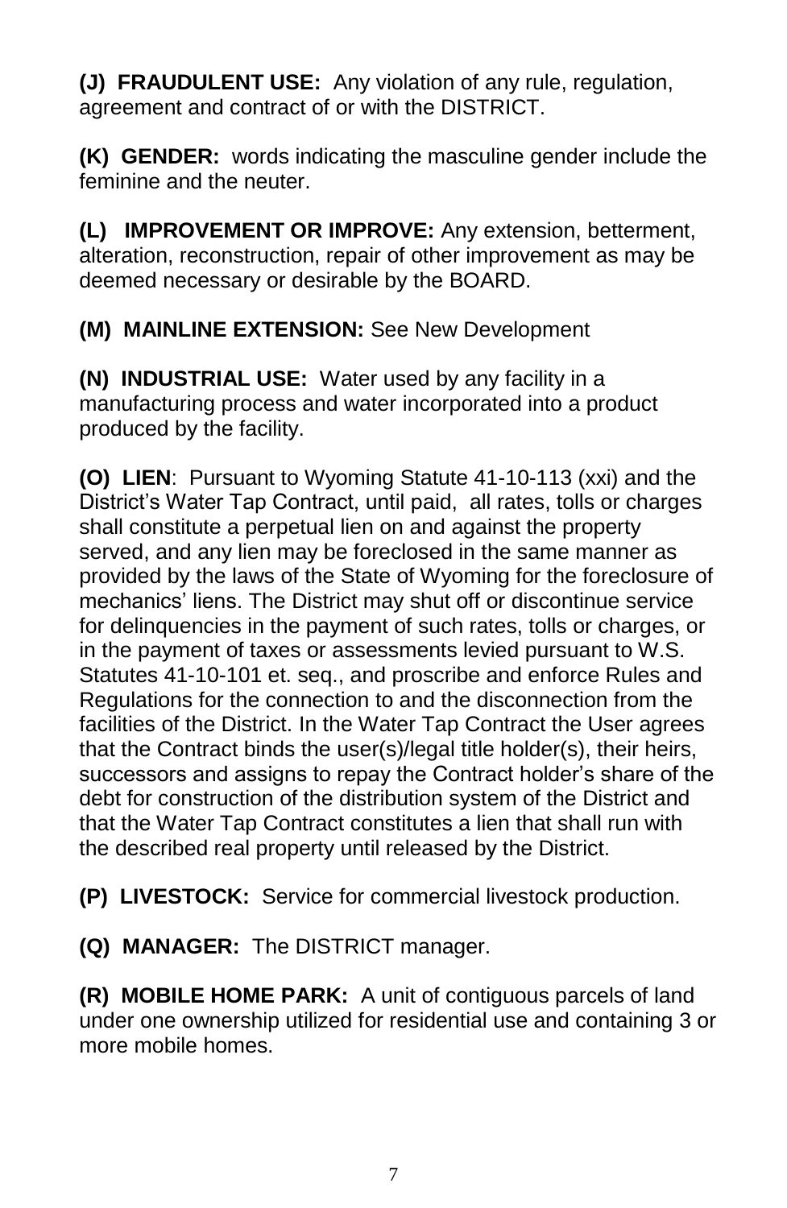**(J) FRAUDULENT USE:** Any violation of any rule, regulation, agreement and contract of or with the DISTRICT.

**(K) GENDER:** words indicating the masculine gender include the feminine and the neuter.

**(L) IMPROVEMENT OR IMPROVE:** Any extension, betterment, alteration, reconstruction, repair of other improvement as may be deemed necessary or desirable by the BOARD.

**(M) MAINLINE EXTENSION:** See New Development

**(N) INDUSTRIAL USE:** Water used by any facility in a manufacturing process and water incorporated into a product produced by the facility.

**(O) LIEN**: Pursuant to Wyoming Statute 41-10-113 (xxi) and the District's Water Tap Contract, until paid, all rates, tolls or charges shall constitute a perpetual lien on and against the property served, and any lien may be foreclosed in the same manner as provided by the laws of the State of Wyoming for the foreclosure of mechanics' liens. The District may shut off or discontinue service for delinquencies in the payment of such rates, tolls or charges, or in the payment of taxes or assessments levied pursuant to W.S. Statutes 41-10-101 et. seq., and proscribe and enforce Rules and Regulations for the connection to and the disconnection from the facilities of the District. In the Water Tap Contract the User agrees that the Contract binds the user(s)/legal title holder(s), their heirs, successors and assigns to repay the Contract holder's share of the debt for construction of the distribution system of the District and that the Water Tap Contract constitutes a lien that shall run with the described real property until released by the District.

**(P) LIVESTOCK:** Service for commercial livestock production.

**(Q) MANAGER:** The DISTRICT manager.

**(R) MOBILE HOME PARK:** A unit of contiguous parcels of land under one ownership utilized for residential use and containing 3 or more mobile homes.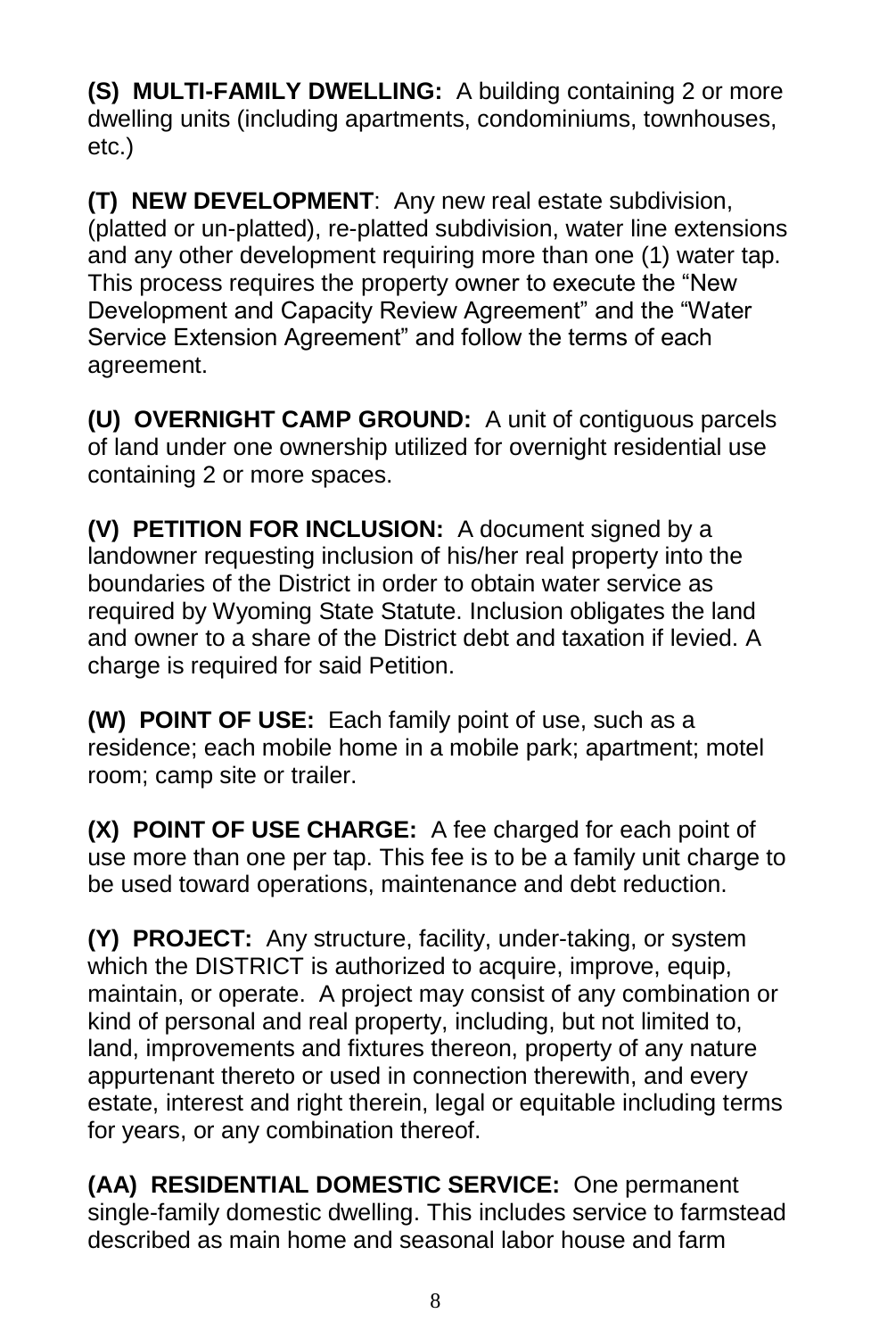**(S) MULTI-FAMILY DWELLING:** A building containing 2 or more dwelling units (including apartments, condominiums, townhouses, etc.)

**(T) NEW DEVELOPMENT**: Any new real estate subdivision, (platted or un-platted), re-platted subdivision, water line extensions and any other development requiring more than one (1) water tap. This process requires the property owner to execute the "New Development and Capacity Review Agreement" and the "Water Service Extension Agreement" and follow the terms of each agreement.

**(U) OVERNIGHT CAMP GROUND:** A unit of contiguous parcels of land under one ownership utilized for overnight residential use containing 2 or more spaces.

**(V) PETITION FOR INCLUSION:** A document signed by a landowner requesting inclusion of his/her real property into the boundaries of the District in order to obtain water service as required by Wyoming State Statute. Inclusion obligates the land and owner to a share of the District debt and taxation if levied. A charge is required for said Petition.

**(W) POINT OF USE:** Each family point of use, such as a residence; each mobile home in a mobile park; apartment; motel room; camp site or trailer.

**(X) POINT OF USE CHARGE:** A fee charged for each point of use more than one per tap. This fee is to be a family unit charge to be used toward operations, maintenance and debt reduction.

**(Y) PROJECT:** Any structure, facility, under-taking, or system which the DISTRICT is authorized to acquire, improve, equip, maintain, or operate. A project may consist of any combination or kind of personal and real property, including, but not limited to, land, improvements and fixtures thereon, property of any nature appurtenant thereto or used in connection therewith, and every estate, interest and right therein, legal or equitable including terms for years, or any combination thereof.

**(AA) RESIDENTIAL DOMESTIC SERVICE:** One permanent single-family domestic dwelling. This includes service to farmstead described as main home and seasonal labor house and farm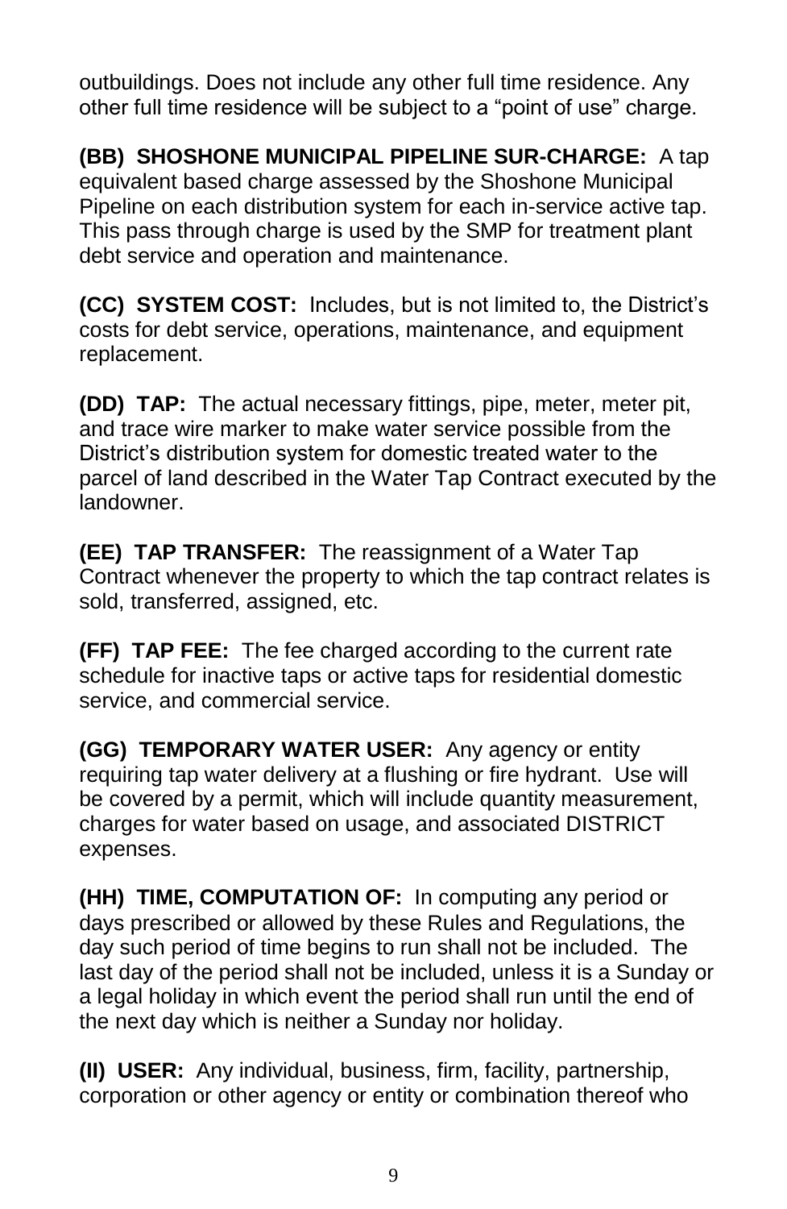outbuildings. Does not include any other full time residence. Any other full time residence will be subject to a "point of use" charge.

**(BB) SHOSHONE MUNICIPAL PIPELINE SUR-CHARGE:** A tap equivalent based charge assessed by the Shoshone Municipal Pipeline on each distribution system for each in-service active tap. This pass through charge is used by the SMP for treatment plant debt service and operation and maintenance.

**(CC) SYSTEM COST:** Includes, but is not limited to, the District's costs for debt service, operations, maintenance, and equipment replacement.

**(DD) TAP:** The actual necessary fittings, pipe, meter, meter pit, and trace wire marker to make water service possible from the District's distribution system for domestic treated water to the parcel of land described in the Water Tap Contract executed by the landowner.

**(EE) TAP TRANSFER:** The reassignment of a Water Tap Contract whenever the property to which the tap contract relates is sold, transferred, assigned, etc.

**(FF) TAP FEE:** The fee charged according to the current rate schedule for inactive taps or active taps for residential domestic service, and commercial service.

**(GG) TEMPORARY WATER USER:** Any agency or entity requiring tap water delivery at a flushing or fire hydrant. Use will be covered by a permit, which will include quantity measurement, charges for water based on usage, and associated DISTRICT expenses.

**(HH) TIME, COMPUTATION OF:** In computing any period or days prescribed or allowed by these Rules and Regulations, the day such period of time begins to run shall not be included. The last day of the period shall not be included, unless it is a Sunday or a legal holiday in which event the period shall run until the end of the next day which is neither a Sunday nor holiday.

**(II) USER:** Any individual, business, firm, facility, partnership, corporation or other agency or entity or combination thereof who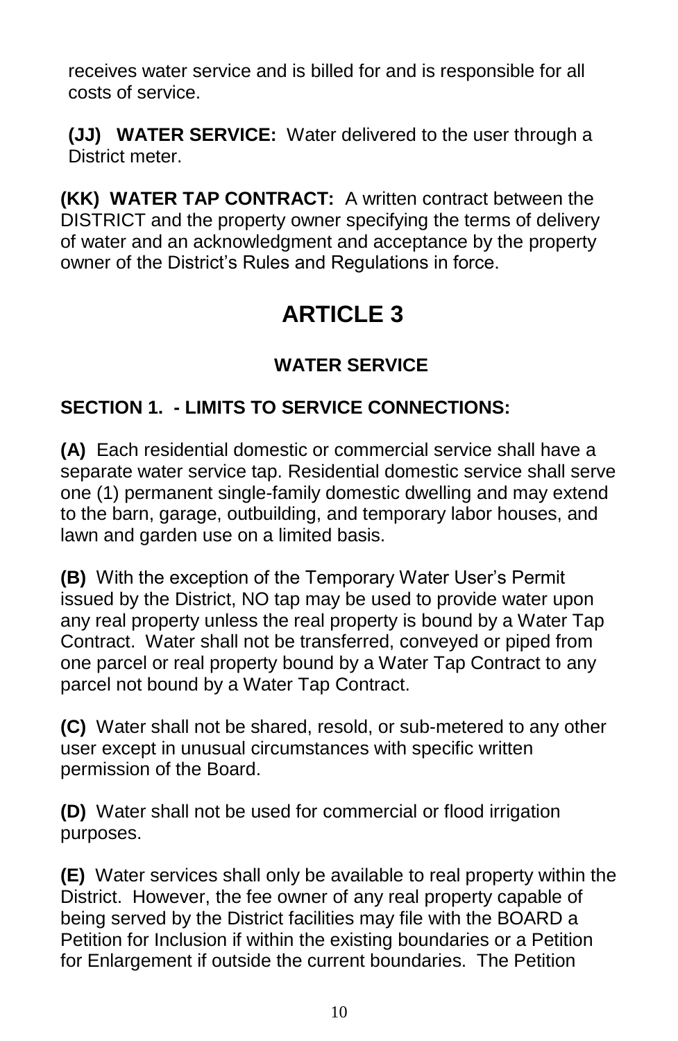receives water service and is billed for and is responsible for all costs of service.

**(JJ) WATER SERVICE:** Water delivered to the user through a District meter.

**(KK) WATER TAP CONTRACT:** A written contract between the DISTRICT and the property owner specifying the terms of delivery of water and an acknowledgment and acceptance by the property owner of the District's Rules and Regulations in force.

# ARTICLE 3

## WATER SERVICE

### SECTION 1. - LIMITS TO SERVICE CONNECTIONS:

**(A)** Each residential domestic or commercial service shall have a separate water service tap. Residential domestic service shall serve one (1) permanent single-family domestic dwelling and may extend to the barn, garage, outbuilding, and temporary labor houses, and lawn and garden use on a limited basis.

**(B)** With the exception of the Temporary Water User's Permit issued by the District, NO tap may be used to provide water upon any real property unless the real property is bound by a Water Tap Contract. Water shall not be transferred, conveyed or piped from one parcel or real property bound by a Water Tap Contract to any parcel not bound by a Water Tap Contract.

**(C)** Water shall not be shared, resold, or sub-metered to any other user except in unusual circumstances with specific written permission of the Board.

**(D)** Water shall not be used for commercial or flood irrigation purposes.

**(E)** Water services shall only be available to real property within the District. However, the fee owner of any real property capable of being served by the District facilities may file with the BOARD a Petition for Inclusion if within the existing boundaries or a Petition for Enlargement if outside the current boundaries. The Petition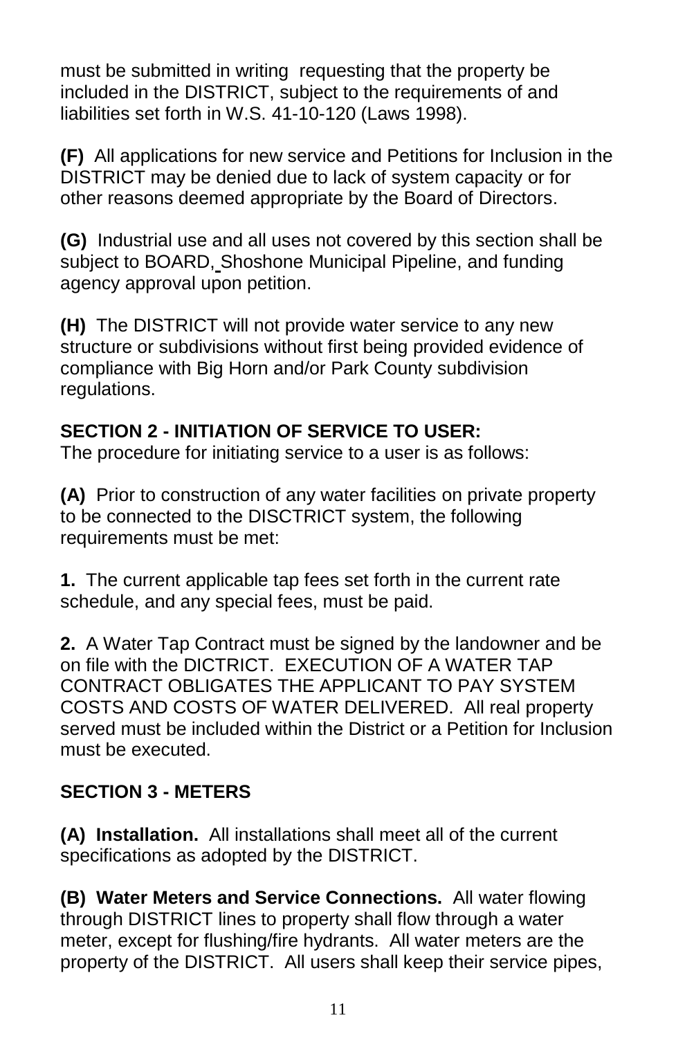must be submitted in writing requesting that the property be included in the DISTRICT, subject to the requirements of and liabilities set forth in W.S. 41-10-120 (Laws 1998).

**(F)** All applications for new service and Petitions for Inclusion in the DISTRICT may be denied due to lack of system capacity or for other reasons deemed appropriate by the Board of Directors.

**(G)** Industrial use and all uses not covered by this section shall be subject to BOARD, Shoshone Municipal Pipeline, and funding agency approval upon petition.

**(H)** The DISTRICT will not provide water service to any new structure or subdivisions without first being provided evidence of compliance with Big Horn and/or Park County subdivision regulations.

**SECTION 2 - INITIATION OF SERVICE TO USER:**
The procedure for initiating service to a user is as follows:

**(A)** Prior to construction of any water facilities on private property to be connected to the DISCTRICT system, the following requirements must be met:

**1.** The current applicable tap fees set forth in the current rate schedule, and any special fees, must be paid.

**2.** A Water Tap Contract must be signed by the landowner and be on file with the DICTRICT. EXECUTION OF A WATER TAP CONTRACT OBLIGATES THE APPLICANT TO PAY SYSTEM COSTS AND COSTS OF WATER DELIVERED. All real property served must be included within the District or a Petition for Inclusion must be executed.

**SECTION 3 - METERS**

**(A) Installation.** All installations shall meet all of the current specifications as adopted by the DISTRICT.

**(B) Water Meters and Service Connections.** All water flowing through DISTRICT lines to property shall flow through a water meter, except for flushing/fire hydrants. All water meters are the property of the DISTRICT. All users shall keep their service pipes,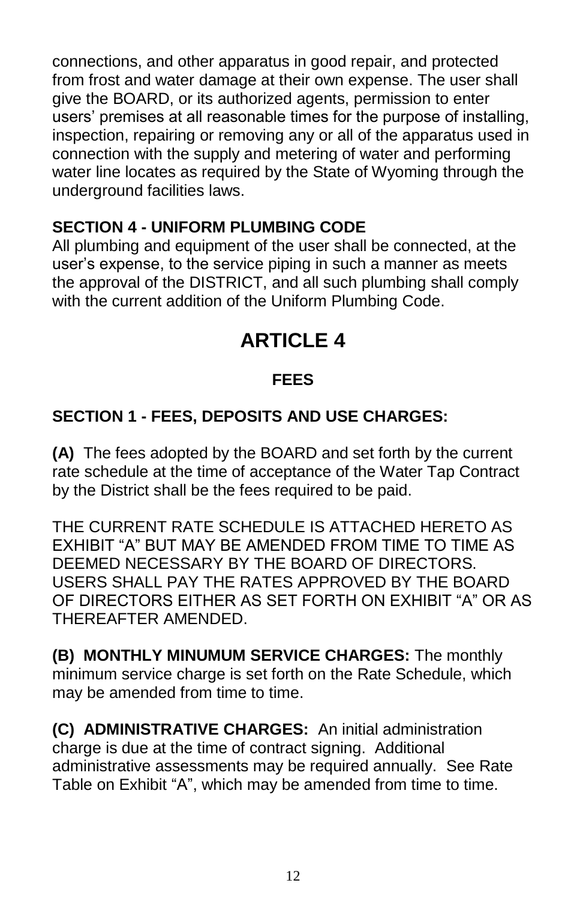connections, and other apparatus in good repair, and protected from frost and water damage at their own expense. The user shall give the BOARD, or its authorized agents, permission to enter users' premises at all reasonable times for the purpose of installing, inspection, repairing or removing any or all of the apparatus used in connection with the supply and metering of water and performing water line locates as required by the State of Wyoming through the underground facilities laws.

**SECTION 4 - UNIFORM PLUMBING CODE**
All plumbing and equipment of the user shall be connected, at the user's expense, to the service piping in such a manner as meets the approval of the DISTRICT, and all such plumbing shall comply with the current addition of the Uniform Plumbing Code.

# ARTICLE 4

## FEES

**SECTION 1 - FEES, DEPOSITS AND USE CHARGES:**

**(A)** The fees adopted by the BOARD and set forth by the current rate schedule at the time of acceptance of the Water Tap Contract by the District shall be the fees required to be paid.

THE CURRENT RATE SCHEDULE IS ATTACHED HERETO AS EXHIBIT "A" BUT MAY BE AMENDED FROM TIME TO TIME AS DEEMED NECESSARY BY THE BOARD OF DIRECTORS. USERS SHALL PAY THE RATES APPROVED BY THE BOARD OF DIRECTORS EITHER AS SET FORTH ON EXHIBIT "A" OR AS THEREAFTER AMENDED.

**(B) MONTHLY MINUMUM SERVICE CHARGES:** The monthly minimum service charge is set forth on the Rate Schedule, which may be amended from time to time.

**(C) ADMINISTRATIVE CHARGES:** An initial administration charge is due at the time of contract signing. Additional administrative assessments may be required annually. See Rate Table on Exhibit "A", which may be amended from time to time.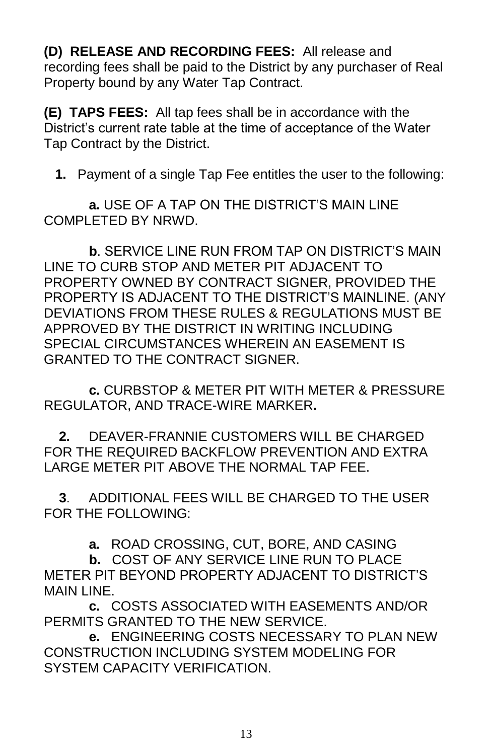**(D) RELEASE AND RECORDING FEES:** All release and recording fees shall be paid to the District by any purchaser of Real Property bound by any Water Tap Contract.

**(E) TAPS FEES:** All tap fees shall be in accordance with the District's current rate table at the time of acceptance of the Water Tap Contract by the District.

**1.** Payment of a single Tap Fee entitles the user to the following:

**a.** USE OF A TAP ON THE DISTRICT'S MAIN LINE COMPLETED BY NRWD.

**b**. SERVICE LINE RUN FROM TAP ON DISTRICT'S MAIN LINE TO CURB STOP AND METER PIT ADJACENT TO PROPERTY OWNED BY CONTRACT SIGNER, PROVIDED THE PROPERTY IS ADJACENT TO THE DISTRICT'S MAINLINE. (ANY DEVIATIONS FROM THESE RULES & REGULATIONS MUST BE APPROVED BY THE DISTRICT IN WRITING INCLUDING SPECIAL CIRCUMSTANCES WHEREIN AN EASEMENT IS GRANTED TO THE CONTRACT SIGNER.

**c.** CURBSTOP & METER PIT WITH METER & PRESSURE REGULATOR, AND TRACE-WIRE MARKER**.**

**2.** DEAVER-FRANNIE CUSTOMERS WILL BE CHARGED FOR THE REQUIRED BACKFLOW PREVENTION AND EXTRA LARGE METER PIT ABOVE THE NORMAL TAP FEE.

**3**. ADDITIONAL FEES WILL BE CHARGED TO THE USER FOR THE FOLLOWING:

**a.** ROAD CROSSING, CUT, BORE, AND CASING

**b.** COST OF ANY SERVICE LINE RUN TO PLACE METER PIT BEYOND PROPERTY ADJACENT TO DISTRICT'S MAIN LINE.

**c.** COSTS ASSOCIATED WITH EASEMENTS AND/OR PERMITS GRANTED TO THE NEW SERVICE.

**e.** ENGINEERING COSTS NECESSARY TO PLAN NEW CONSTRUCTION INCLUDING SYSTEM MODELING FOR SYSTEM CAPACITY VERIFICATION.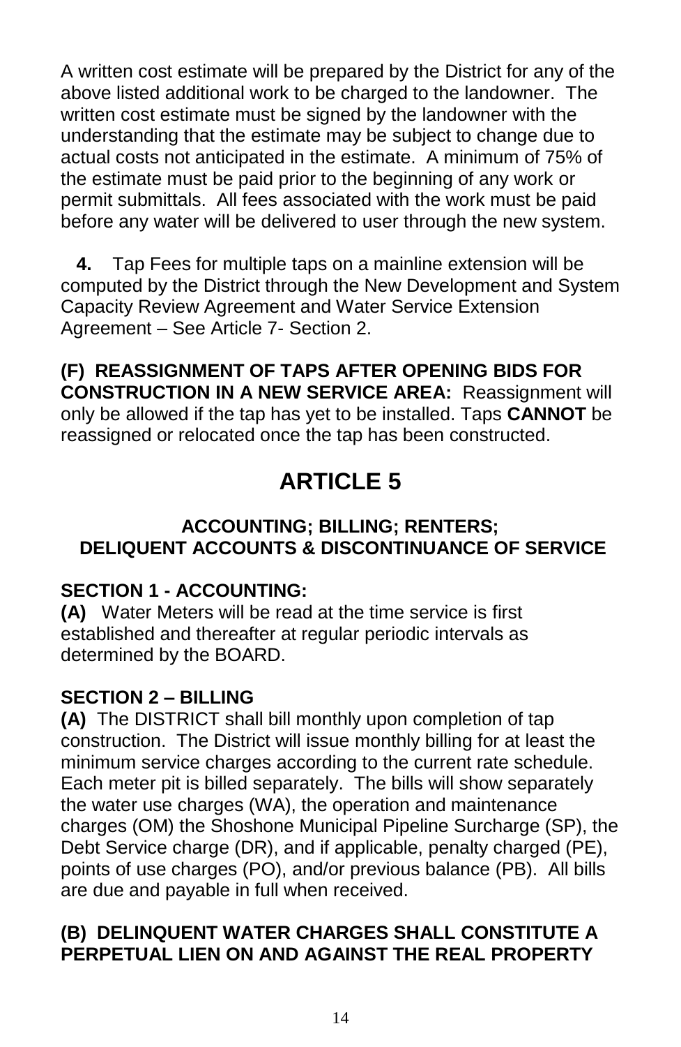A written cost estimate will be prepared by the District for any of the above listed additional work to be charged to the landowner. The written cost estimate must be signed by the landowner with the understanding that the estimate may be subject to change due to actual costs not anticipated in the estimate. A minimum of 75% of the estimate must be paid prior to the beginning of any work or permit submittals. All fees associated with the work must be paid before any water will be delivered to user through the new system.

**4.** Tap Fees for multiple taps on a mainline extension will be computed by the District through the New Development and System Capacity Review Agreement and Water Service Extension Agreement – See Article 7- Section 2.

**(F) REASSIGNMENT OF TAPS AFTER OPENING BIDS FOR CONSTRUCTION IN A NEW SERVICE AREA:** Reassignment will only be allowed if the tap has yet to be installed. Taps **CANNOT** be reassigned or relocated once the tap has been constructed.

# ARTICLE 5

## ACCOUNTING; BILLING; RENTERS; DELIQUENT ACCOUNTS & DISCONTINUANCE OF SERVICE

### SECTION 1 - ACCOUNTING:

**(A)** Water Meters will be read at the time service is first established and thereafter at regular periodic intervals as determined by the BOARD.

### SECTION 2 – BILLING

**(A)** The DISTRICT shall bill monthly upon completion of tap construction. The District will issue monthly billing for at least the minimum service charges according to the current rate schedule. Each meter pit is billed separately. The bills will show separately the water use charges (WA), the operation and maintenance charges (OM) the Shoshone Municipal Pipeline Surcharge (SP), the Debt Service charge (DR), and if applicable, penalty charged (PE), points of use charges (PO), and/or previous balance (PB). All bills are due and payable in full when received.

**(B) DELINQUENT WATER CHARGES SHALL CONSTITUTE A PERPETUAL LIEN ON AND AGAINST THE REAL PROPERTY**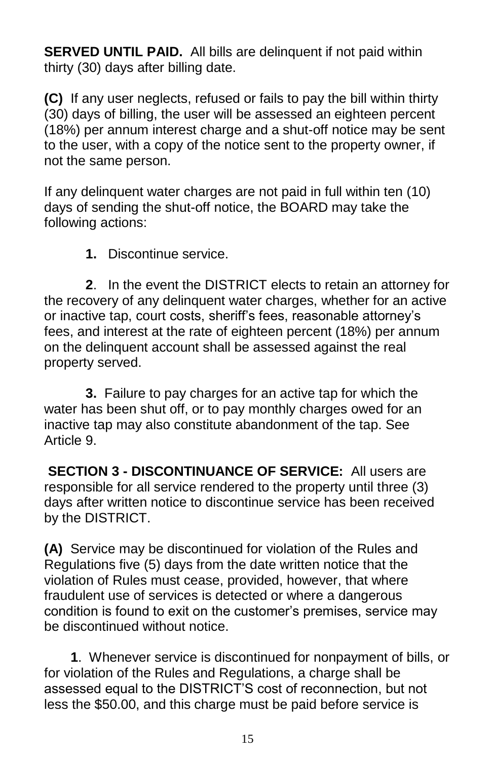**SERVED UNTIL PAID.** All bills are delinquent if not paid within thirty (30) days after billing date.

**(C)** If any user neglects, refused or fails to pay the bill within thirty (30) days of billing, the user will be assessed an eighteen percent (18%) per annum interest charge and a shut-off notice may be sent to the user, with a copy of the notice sent to the property owner, if not the same person.

If any delinquent water charges are not paid in full within ten (10) days of sending the shut-off notice, the BOARD may take the following actions:

**1.** Discontinue service.

**2**. In the event the DISTRICT elects to retain an attorney for the recovery of any delinquent water charges, whether for an active or inactive tap, court costs, sheriff's fees, reasonable attorney's fees, and interest at the rate of eighteen percent (18%) per annum on the delinquent account shall be assessed against the real property served.

**3.** Failure to pay charges for an active tap for which the water has been shut off, or to pay monthly charges owed for an inactive tap may also constitute abandonment of the tap. See Article 9.

**SECTION 3 - DISCONTINUANCE OF SERVICE:** All users are responsible for all service rendered to the property until three (3) days after written notice to discontinue service has been received by the DISTRICT.

**(A)** Service may be discontinued for violation of the Rules and Regulations five (5) days from the date written notice that the violation of Rules must cease, provided, however, that where fraudulent use of services is detected or where a dangerous condition is found to exit on the customer's premises, service may be discontinued without notice.

**1**. Whenever service is discontinued for nonpayment of bills, or for violation of the Rules and Regulations, a charge shall be assessed equal to the DISTRICT'S cost of reconnection, but not less the $50.00, and this charge must be paid before service is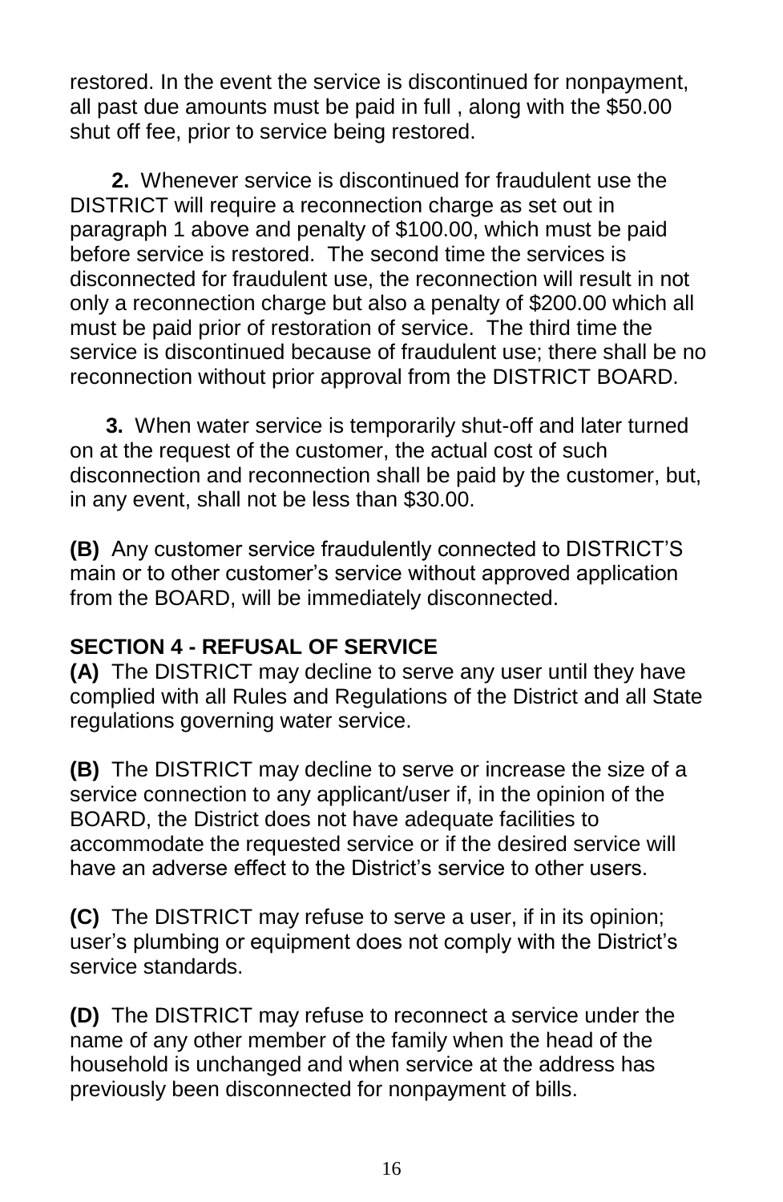restored. In the event the service is discontinued for nonpayment, all past due amounts must be paid in full , along with the $50.00 shut off fee, prior to service being restored.

**2.** Whenever service is discontinued for fraudulent use the DISTRICT will require a reconnection charge as set out in paragraph 1 above and penalty of $100.00, which must be paid before service is restored. The second time the services is disconnected for fraudulent use, the reconnection will result in not only a reconnection charge but also a penalty of $200.00 which all must be paid prior of restoration of service. The third time the service is discontinued because of fraudulent use; there shall be no reconnection without prior approval from the DISTRICT BOARD.

**3.** When water service is temporarily shut-off and later turned on at the request of the customer, the actual cost of such disconnection and reconnection shall be paid by the customer, but, in any event, shall not be less than $30.00.

**(B)** Any customer service fraudulently connected to DISTRICT'S main or to other customer's service without approved application from the BOARD, will be immediately disconnected.

**SECTION 4 - REFUSAL OF SERVICE**

**(A)** The DISTRICT may decline to serve any user until they have complied with all Rules and Regulations of the District and all State regulations governing water service.

**(B)** The DISTRICT may decline to serve or increase the size of a service connection to any applicant/user if, in the opinion of the BOARD, the District does not have adequate facilities to accommodate the requested service or if the desired service will have an adverse effect to the District's service to other users.

**(C)** The DISTRICT may refuse to serve a user, if in its opinion; user's plumbing or equipment does not comply with the District's service standards.

**(D)** The DISTRICT may refuse to reconnect a service under the name of any other member of the family when the head of the household is unchanged and when service at the address has previously been disconnected for nonpayment of bills.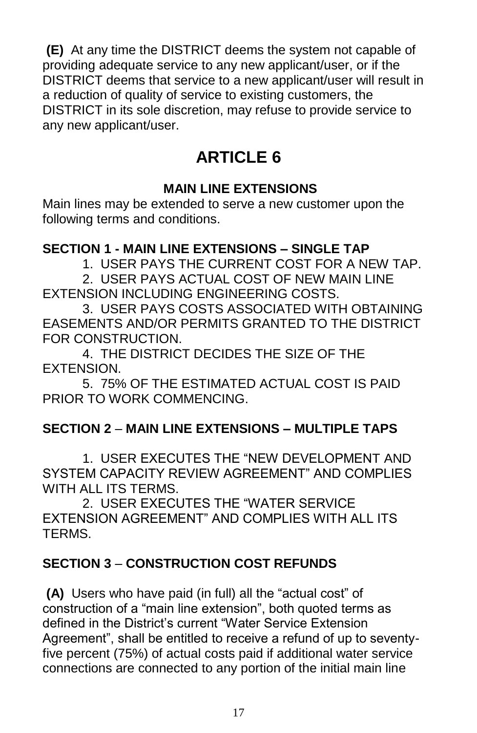**(E)** At any time the DISTRICT deems the system not capable of providing adequate service to any new applicant/user, or if the DISTRICT deems that service to a new applicant/user will result in a reduction of quality of service to existing customers, the DISTRICT in its sole discretion, may refuse to provide service to any new applicant/user.

# ARTICLE 6

## MAIN LINE EXTENSIONS

Main lines may be extended to serve a new customer upon the following terms and conditions.

### SECTION 1 - MAIN LINE EXTENSIONS – SINGLE TAP

1. USER PAYS THE CURRENT COST FOR A NEW TAP.
2. USER PAYS ACTUAL COST OF NEW MAIN LINE EXTENSION INCLUDING ENGINEERING COSTS.
3. USER PAYS COSTS ASSOCIATED WITH OBTAINING EASEMENTS AND/OR PERMITS GRANTED TO THE DISTRICT FOR CONSTRUCTION.
4. THE DISTRICT DECIDES THE SIZE OF THE EXTENSION.
5. 75% OF THE ESTIMATED ACTUAL COST IS PAID PRIOR TO WORK COMMENCING.

### SECTION 2 – MAIN LINE EXTENSIONS – MULTIPLE TAPS

1. USER EXECUTES THE "NEW DEVELOPMENT AND SYSTEM CAPACITY REVIEW AGREEMENT" AND COMPLIES WITH ALL ITS TERMS.
2. USER EXECUTES THE "WATER SERVICE EXTENSION AGREEMENT" AND COMPLIES WITH ALL ITS TERMS.

### SECTION 3 – CONSTRUCTION COST REFUNDS

**(A)** Users who have paid (in full) all the "actual cost" of construction of a "main line extension", both quoted terms as defined in the District's current "Water Service Extension Agreement", shall be entitled to receive a refund of up to seventy-five percent (75%) of actual costs paid if additional water service connections are connected to any portion of the initial main line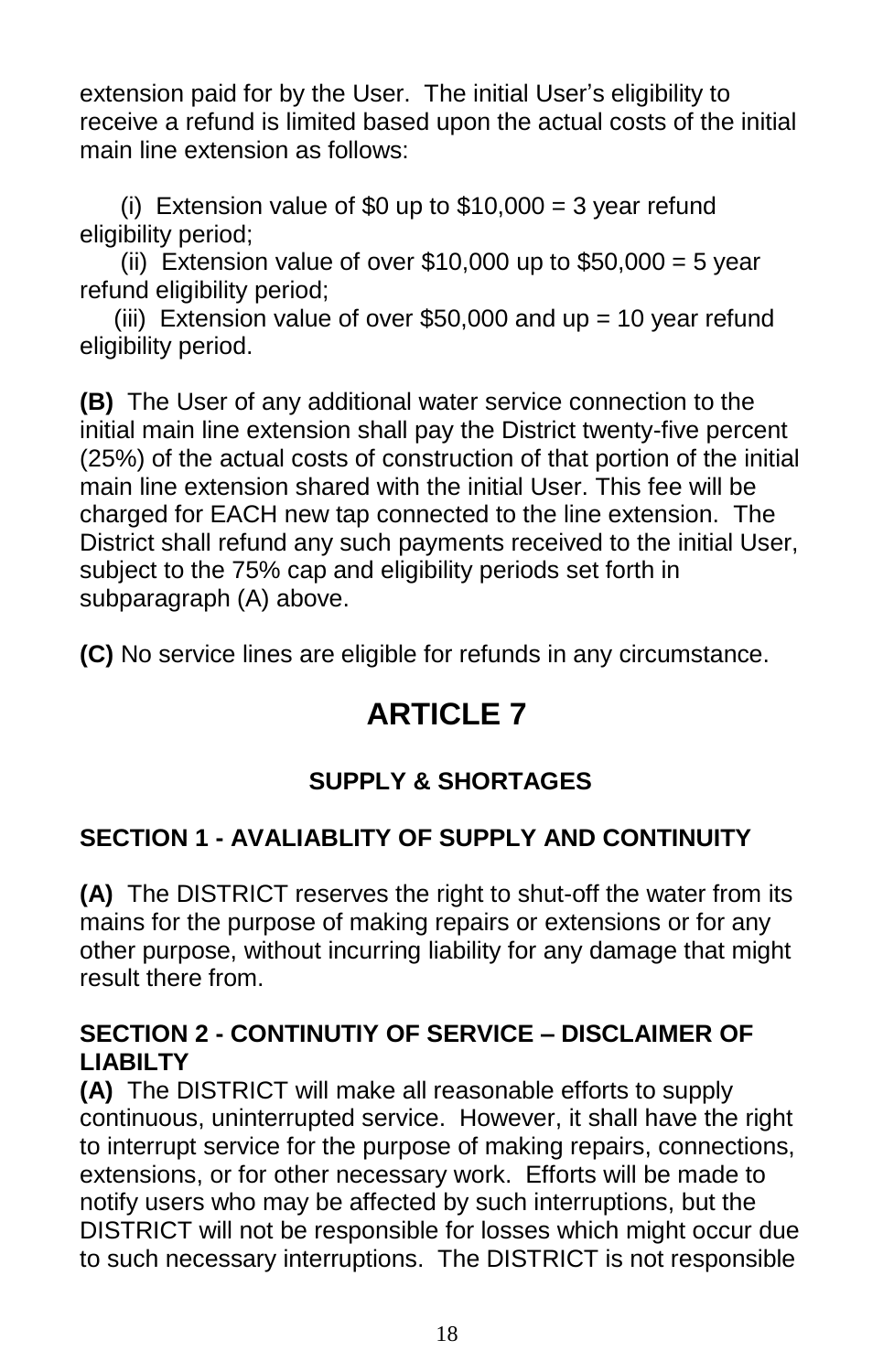extension paid for by the User. The initial User's eligibility to receive a refund is limited based upon the actual costs of the initial main line extension as follows:

(i) Extension value of $0 up to $10,000 = 3 year refund eligibility period;
(ii) Extension value of over $10,000 up to $50,000 = 5 year refund eligibility period;
(iii) Extension value of over $50,000 and up = 10 year refund eligibility period.

**(B)** The User of any additional water service connection to the initial main line extension shall pay the District twenty-five percent (25%) of the actual costs of construction of that portion of the initial main line extension shared with the initial User. This fee will be charged for EACH new tap connected to the line extension. The District shall refund any such payments received to the initial User, subject to the 75% cap and eligibility periods set forth in subparagraph (A) above.

**(C)** No service lines are eligible for refunds in any circumstance.

# ARTICLE 7

## SUPPLY & SHORTAGES

### SECTION 1 - AVALIABLITY OF SUPPLY AND CONTINUITY

**(A)** The DISTRICT reserves the right to shut-off the water from its mains for the purpose of making repairs or extensions or for any other purpose, without incurring liability for any damage that might result there from.

### SECTION 2 - CONTINUTIY OF SERVICE – DISCLAIMER OF LIABILTY

**(A)** The DISTRICT will make all reasonable efforts to supply continuous, uninterrupted service. However, it shall have the right to interrupt service for the purpose of making repairs, connections, extensions, or for other necessary work. Efforts will be made to notify users who may be affected by such interruptions, but the DISTRICT will not be responsible for losses which might occur due to such necessary interruptions. The DISTRICT is not responsible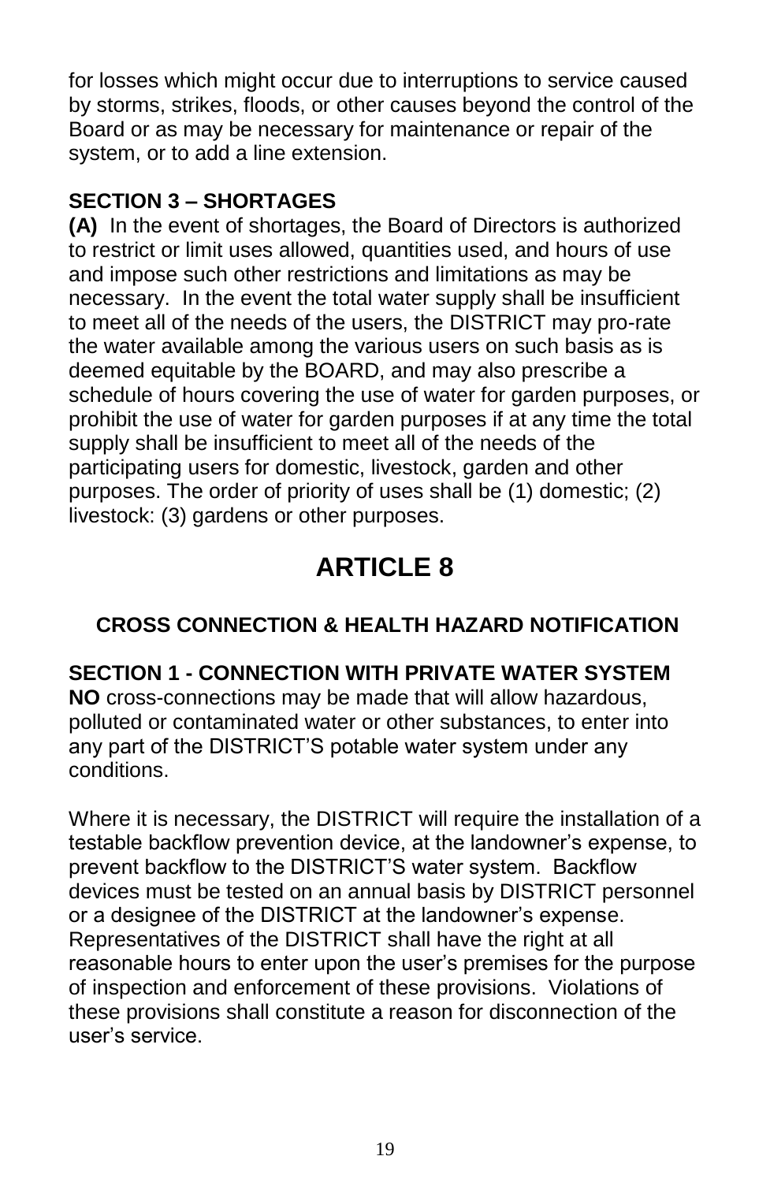for losses which might occur due to interruptions to service caused by storms, strikes, floods, or other causes beyond the control of the Board or as may be necessary for maintenance or repair of the system, or to add a line extension.

**SECTION 3 – SHORTAGES**

**(A)** In the event of shortages, the Board of Directors is authorized to restrict or limit uses allowed, quantities used, and hours of use and impose such other restrictions and limitations as may be necessary. In the event the total water supply shall be insufficient to meet all of the needs of the users, the DISTRICT may pro-rate the water available among the various users on such basis as is deemed equitable by the BOARD, and may also prescribe a schedule of hours covering the use of water for garden purposes, or prohibit the use of water for garden purposes if at any time the total supply shall be insufficient to meet all of the needs of the participating users for domestic, livestock, garden and other purposes. The order of priority of uses shall be (1) domestic; (2) livestock: (3) gardens or other purposes.

# ARTICLE 8

## CROSS CONNECTION & HEALTH HAZARD NOTIFICATION

**SECTION 1 - CONNECTION WITH PRIVATE WATER SYSTEM**

**NO** cross-connections may be made that will allow hazardous, polluted or contaminated water or other substances, to enter into any part of the DISTRICT'S potable water system under any conditions.

Where it is necessary, the DISTRICT will require the installation of a testable backflow prevention device, at the landowner's expense, to prevent backflow to the DISTRICT'S water system. Backflow devices must be tested on an annual basis by DISTRICT personnel or a designee of the DISTRICT at the landowner's expense. Representatives of the DISTRICT shall have the right at all reasonable hours to enter upon the user's premises for the purpose of inspection and enforcement of these provisions. Violations of these provisions shall constitute a reason for disconnection of the user's service.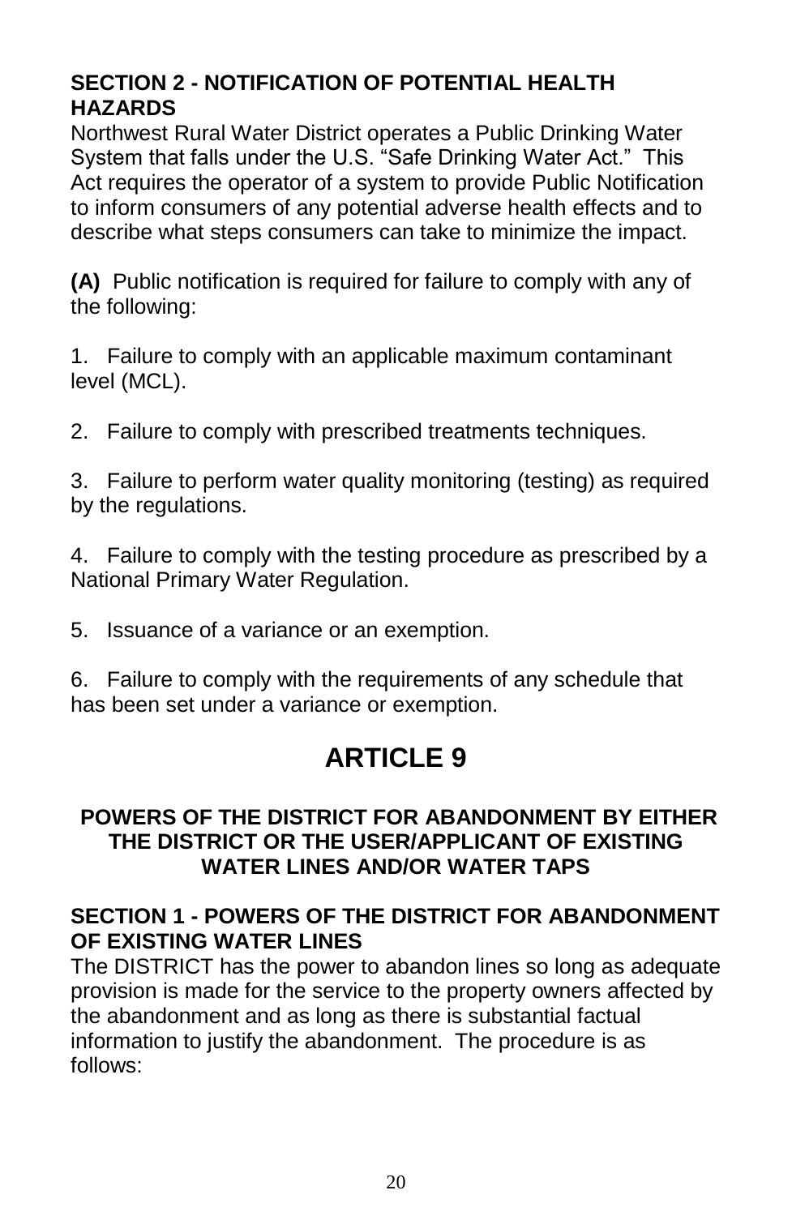### SECTION 2 - NOTIFICATION OF POTENTIAL HEALTH HAZARDS

Northwest Rural Water District operates a Public Drinking Water System that falls under the U.S. "Safe Drinking Water Act." This Act requires the operator of a system to provide Public Notification to inform consumers of any potential adverse health effects and to describe what steps consumers can take to minimize the impact.

**(A)** Public notification is required for failure to comply with any of the following:

1. Failure to comply with an applicable maximum contaminant level (MCL).

2. Failure to comply with prescribed treatments techniques.

3. Failure to perform water quality monitoring (testing) as required by the regulations.

4. Failure to comply with the testing procedure as prescribed by a National Primary Water Regulation.

5. Issuance of a variance or an exemption.

6. Failure to comply with the requirements of any schedule that has been set under a variance or exemption.

# ARTICLE 9

## POWERS OF THE DISTRICT FOR ABANDONMENT BY EITHER THE DISTRICT OR THE USER/APPLICANT OF EXISTING WATER LINES AND/OR WATER TAPS

### SECTION 1 - POWERS OF THE DISTRICT FOR ABANDONMENT OF EXISTING WATER LINES

The DISTRICT has the power to abandon lines so long as adequate provision is made for the service to the property owners affected by the abandonment and as long as there is substantial factual information to justify the abandonment. The procedure is as follows: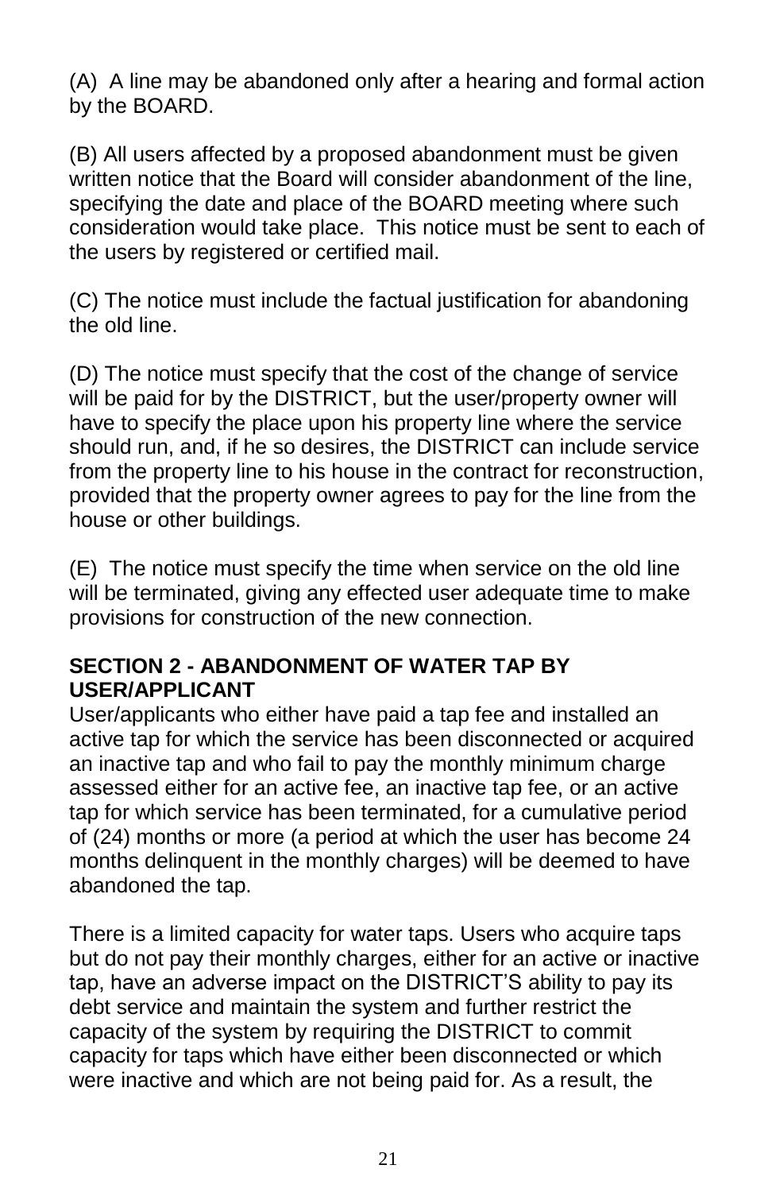(A) A line may be abandoned only after a hearing and formal action by the BOARD.

(B) All users affected by a proposed abandonment must be given written notice that the Board will consider abandonment of the line, specifying the date and place of the BOARD meeting where such consideration would take place. This notice must be sent to each of the users by registered or certified mail.

(C) The notice must include the factual justification for abandoning the old line.

(D) The notice must specify that the cost of the change of service will be paid for by the DISTRICT, but the user/property owner will have to specify the place upon his property line where the service should run, and, if he so desires, the DISTRICT can include service from the property line to his house in the contract for reconstruction, provided that the property owner agrees to pay for the line from the house or other buildings.

(E) The notice must specify the time when service on the old line will be terminated, giving any effected user adequate time to make provisions for construction of the new connection.

**SECTION 2 - ABANDONMENT OF WATER TAP BY USER/APPLICANT**

User/applicants who either have paid a tap fee and installed an active tap for which the service has been disconnected or acquired an inactive tap and who fail to pay the monthly minimum charge assessed either for an active fee, an inactive tap fee, or an active tap for which service has been terminated, for a cumulative period of (24) months or more (a period at which the user has become 24 months delinquent in the monthly charges) will be deemed to have abandoned the tap.

There is a limited capacity for water taps. Users who acquire taps but do not pay their monthly charges, either for an active or inactive tap, have an adverse impact on the DISTRICT'S ability to pay its debt service and maintain the system and further restrict the capacity of the system by requiring the DISTRICT to commit capacity for taps which have either been disconnected or which were inactive and which are not being paid for. As a result, the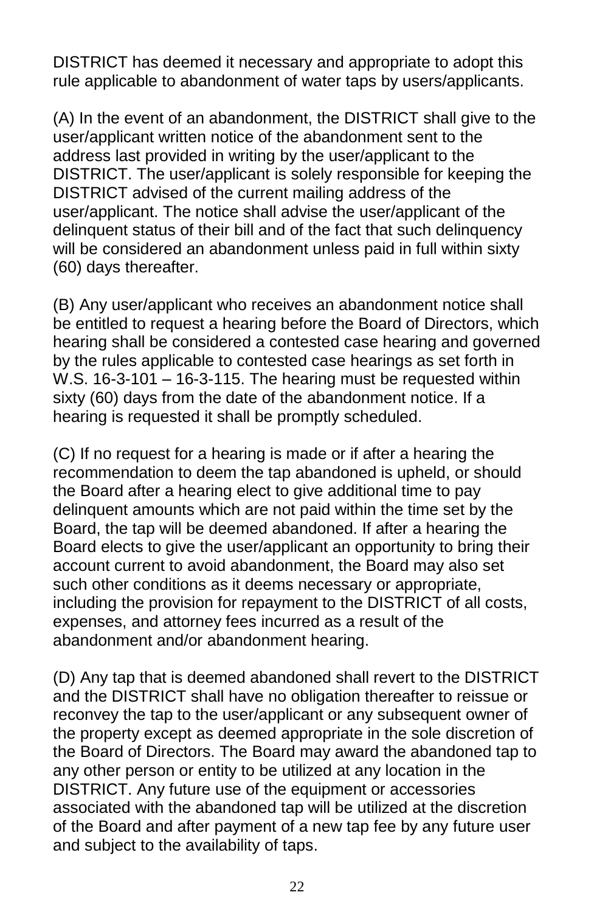DISTRICT has deemed it necessary and appropriate to adopt this rule applicable to abandonment of water taps by users/applicants.

(A) In the event of an abandonment, the DISTRICT shall give to the user/applicant written notice of the abandonment sent to the address last provided in writing by the user/applicant to the DISTRICT. The user/applicant is solely responsible for keeping the DISTRICT advised of the current mailing address of the user/applicant. The notice shall advise the user/applicant of the delinquent status of their bill and of the fact that such delinquency will be considered an abandonment unless paid in full within sixty (60) days thereafter.

(B) Any user/applicant who receives an abandonment notice shall be entitled to request a hearing before the Board of Directors, which hearing shall be considered a contested case hearing and governed by the rules applicable to contested case hearings as set forth in W.S. 16-3-101 – 16-3-115. The hearing must be requested within sixty (60) days from the date of the abandonment notice. If a hearing is requested it shall be promptly scheduled.

(C) If no request for a hearing is made or if after a hearing the recommendation to deem the tap abandoned is upheld, or should the Board after a hearing elect to give additional time to pay delinquent amounts which are not paid within the time set by the Board, the tap will be deemed abandoned. If after a hearing the Board elects to give the user/applicant an opportunity to bring their account current to avoid abandonment, the Board may also set such other conditions as it deems necessary or appropriate, including the provision for repayment to the DISTRICT of all costs, expenses, and attorney fees incurred as a result of the abandonment and/or abandonment hearing.

(D) Any tap that is deemed abandoned shall revert to the DISTRICT and the DISTRICT shall have no obligation thereafter to reissue or reconvey the tap to the user/applicant or any subsequent owner of the property except as deemed appropriate in the sole discretion of the Board of Directors. The Board may award the abandoned tap to any other person or entity to be utilized at any location in the DISTRICT. Any future use of the equipment or accessories associated with the abandoned tap will be utilized at the discretion of the Board and after payment of a new tap fee by any future user and subject to the availability of taps.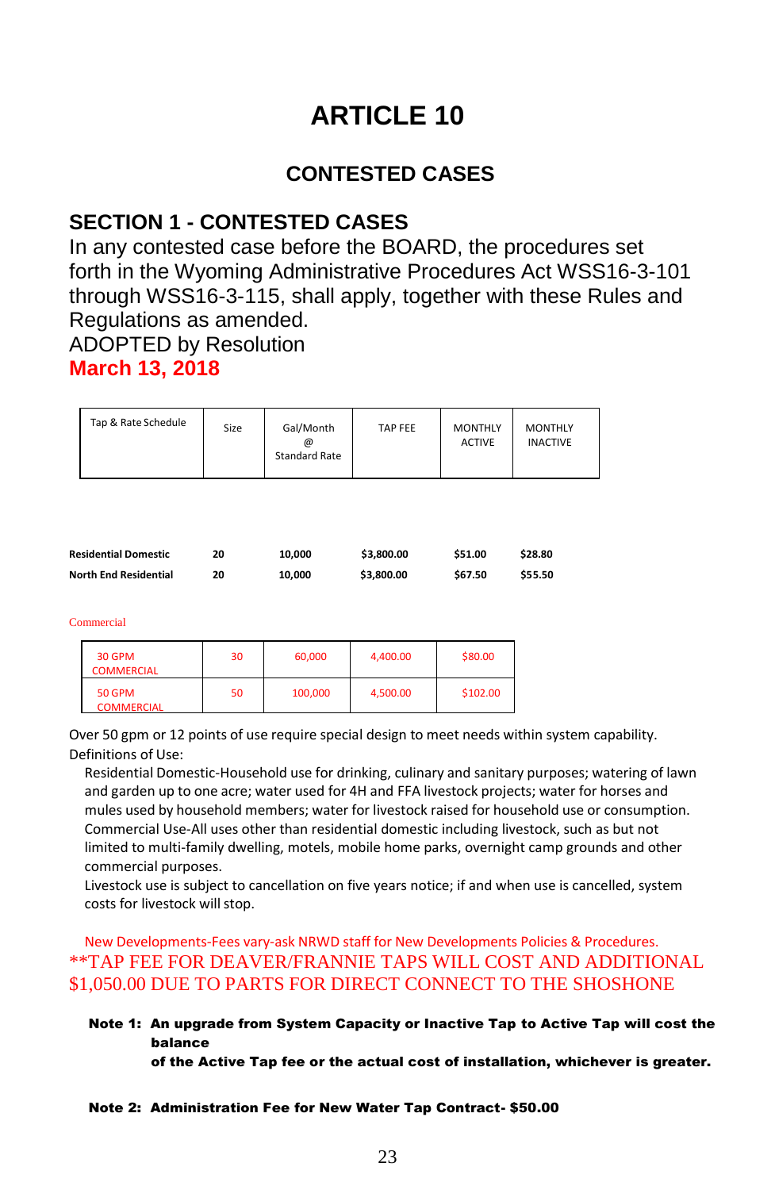# ARTICLE 10

## CONTESTED CASES

### SECTION 1 - CONTESTED CASES

In any contested case before the BOARD, the procedures set forth in the Wyoming Administrative Procedures Act WSS16-3-101 through WSS16-3-115, shall apply, together with these Rules and Regulations as amended.

ADOPTED by Resolution

**March 13, 2018**

| Tap & Rate Schedule | Size | Gal/Month @ Standard Rate | TAP FEE | MONTHLY ACTIVE | MONTHLY INACTIVE |
|---|---|---|---|---|---|
| **Residential Domestic** | **20** | **10,000** | **$3,800.00** | **$51.00** | **$28.80** |
| **North End Residential** | **20** | **10,000** | **$3,800.00** | **$67.50** | **$55.50** |

Commercial

| 30 GPM COMMERCIAL | 30 | 60,000 | 4,400.00 | $80.00 |
|---|---|---|---|---|
| 50 GPM COMMERCIAL | 50 | 100,000 | 4,500.00 | $102.00 |

Over 50 gpm or 12 points of use require special design to meet needs within system capability.

Definitions of Use:

Residential Domestic-Household use for drinking, culinary and sanitary purposes; watering of lawn and garden up to one acre; water used for 4H and FFA livestock projects; water for horses and mules used by household members; water for livestock raised for household use or consumption.

Commercial Use-All uses other than residential domestic including livestock, such as but not limited to multi-family dwelling, motels, mobile home parks, overnight camp grounds and other commercial purposes.

Livestock use is subject to cancellation on five years notice; if and when use is cancelled, system costs for livestock will stop.

New Developments-Fees vary-ask NRWD staff for New Developments Policies & Procedures.

**TAP FEE FOR DEAVER/FRANNIE TAPS WILL COST AND ADDITIONAL $1,050.00 DUE TO PARTS FOR DIRECT CONNECT TO THE SHOSHONE

**Note 1: An upgrade from System Capacity or Inactive Tap to Active Tap will cost the balance of the Active Tap fee or the actual cost of installation, whichever is greater.**

**Note 2: Administration Fee for New Water Tap Contract- $50.00**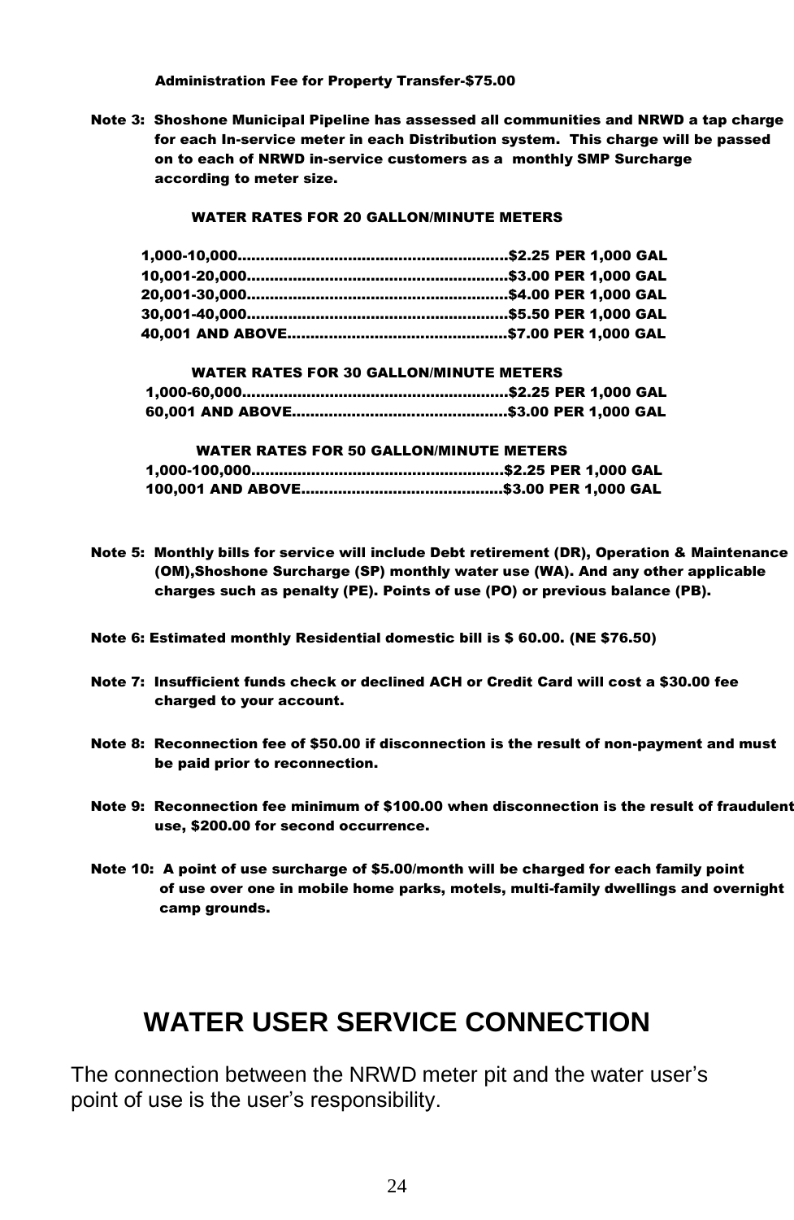**Administration Fee for Property Transfer-$75.00**

**Note 3: Shoshone Municipal Pipeline has assessed all communities and NRWD a tap charge for each In-service meter in each Distribution system. This charge will be passed on to each of NRWD in-service customers as a monthly SMP Surcharge according to meter size.**

**WATER RATES FOR 20 GALLON/MINUTE METERS**

**1,000-10,000..........................................................$2.25 PER 1,000 GAL**
**10,001-20,000........................................................$3.00 PER 1,000 GAL**
**20,001-30,000........................................................$4.00 PER 1,000 GAL**
**30,001-40,000........................................................$5.50 PER 1,000 GAL**
**40,001 AND ABOVE...............................................$7.00 PER 1,000 GAL**

**WATER RATES FOR 30 GALLON/MINUTE METERS**

**1,000-60,000..........................................................$2.25 PER 1,000 GAL**
**60,001 AND ABOVE..............................................$3.00 PER 1,000 GAL**

**WATER RATES FOR 50 GALLON/MINUTE METERS**

**1,000-100,000......................................................$2.25 PER 1,000 GAL**
**100,001 AND ABOVE..........................................$3.00 PER 1,000 GAL**

**Note 5: Monthly bills for service will include Debt retirement (DR), Operation & Maintenance (OM),Shoshone Surcharge (SP) monthly water use (WA). And any other applicable charges such as penalty (PE). Points of use (PO) or previous balance (PB).**

**Note 6: Estimated monthly Residential domestic bill is $ 60.00. (NE $76.50)**

**Note 7: Insufficient funds check or declined ACH or Credit Card will cost a $30.00 fee charged to your account.**

**Note 8: Reconnection fee of $50.00 if disconnection is the result of non-payment and must be paid prior to reconnection.**

**Note 9: Reconnection fee minimum of $100.00 when disconnection is the result of fraudulent use, $200.00 for second occurrence.**

**Note 10: A point of use surcharge of $5.00/month will be charged for each family point of use over one in mobile home parks, motels, multi-family dwellings and overnight camp grounds.**

# WATER USER SERVICE CONNECTION

The connection between the NRWD meter pit and the water user's point of use is the user's responsibility.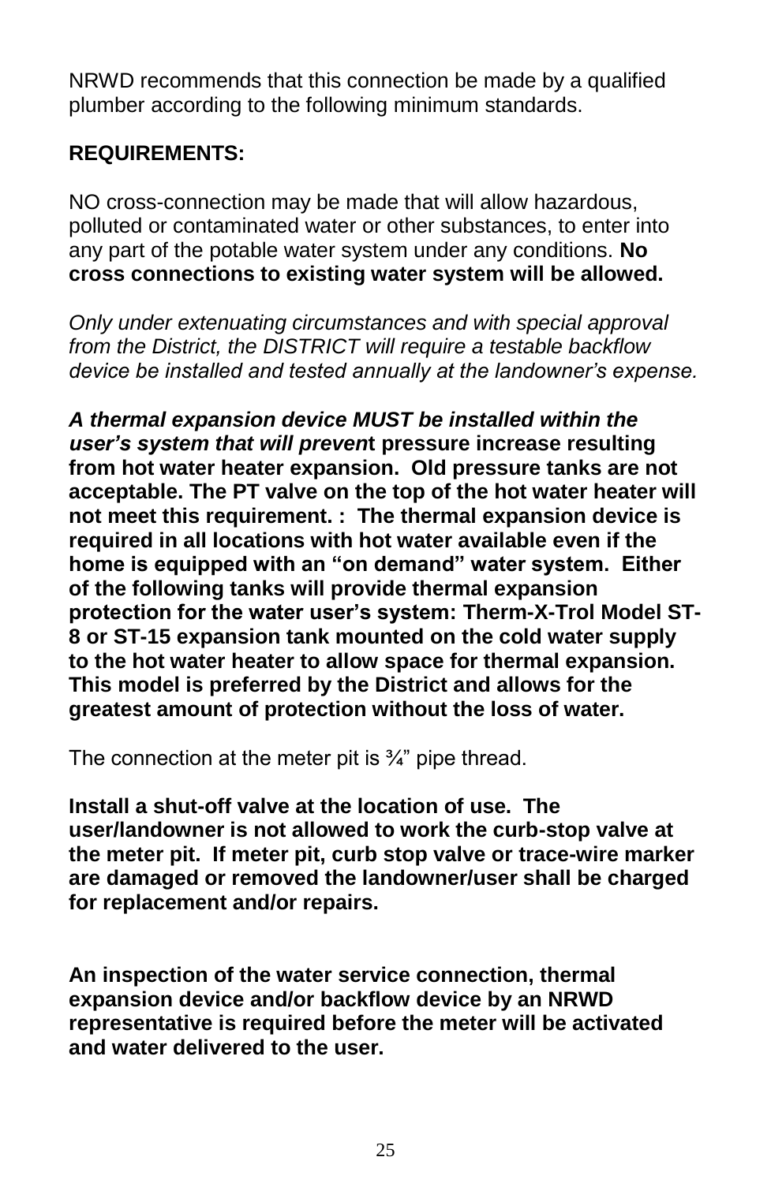NRWD recommends that this connection be made by a qualified plumber according to the following minimum standards.

**REQUIREMENTS:**

NO cross-connection may be made that will allow hazardous, polluted or contaminated water or other substances, to enter into any part of the potable water system under any conditions. **No cross connections to existing water system will be allowed.**

*Only under extenuating circumstances and with special approval from the District, the DISTRICT will require a testable backflow device be installed and tested annually at the landowner's expense.*

***A thermal expansion device MUST be installed within the user's system that will preven*t pressure increase resulting from hot water heater expansion. Old pressure tanks are not acceptable. The PT valve on the top of the hot water heater will not meet this requirement. : The thermal expansion device is required in all locations with hot water available even if the home is equipped with an "on demand" water system. Either of the following tanks will provide thermal expansion protection for the water user's system: Therm-X-Trol Model ST-8 or ST-15 expansion tank mounted on the cold water supply to the hot water heater to allow space for thermal expansion. This model is preferred by the District and allows for the greatest amount of protection without the loss of water.**

The connection at the meter pit is ¾" pipe thread.

**Install a shut-off valve at the location of use. The user/landowner is not allowed to work the curb-stop valve at the meter pit. If meter pit, curb stop valve or trace-wire marker are damaged or removed the landowner/user shall be charged for replacement and/or repairs.**

**An inspection of the water service connection, thermal expansion device and/or backflow device by an NRWD representative is required before the meter will be activated and water delivered to the user.**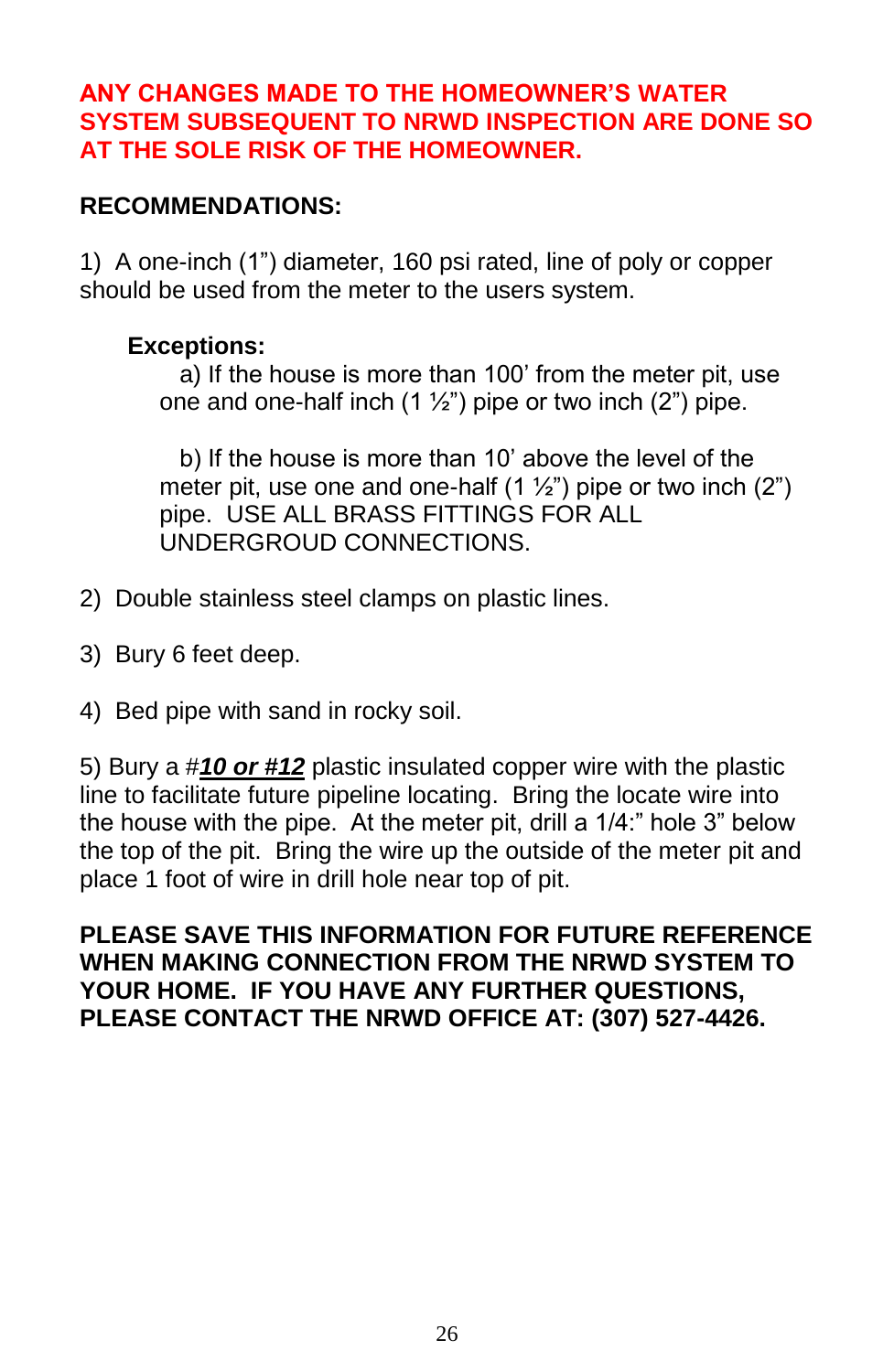**ANY CHANGES MADE TO THE HOMEOWNER'S WATER SYSTEM SUBSEQUENT TO NRWD INSPECTION ARE DONE SO AT THE SOLE RISK OF THE HOMEOWNER.**

**RECOMMENDATIONS:**

1) A one-inch (1") diameter, 160 psi rated, line of poly or copper should be used from the meter to the users system.

**Exceptions:**

a) If the house is more than 100' from the meter pit, use one and one-half inch (1 ½") pipe or two inch (2") pipe.

b) If the house is more than 10' above the level of the meter pit, use one and one-half (1 ½") pipe or two inch (2") pipe. USE ALL BRASS FITTINGS FOR ALL UNDERGROUD CONNECTIONS.

2) Double stainless steel clamps on plastic lines.

3) Bury 6 feet deep.

4) Bed pipe with sand in rocky soil.

5) Bury a #***10 or #12*** plastic insulated copper wire with the plastic line to facilitate future pipeline locating. Bring the locate wire into the house with the pipe. At the meter pit, drill a 1/4:" hole 3" below the top of the pit. Bring the wire up the outside of the meter pit and place 1 foot of wire in drill hole near top of pit.

**PLEASE SAVE THIS INFORMATION FOR FUTURE REFERENCE WHEN MAKING CONNECTION FROM THE NRWD SYSTEM TO YOUR HOME. IF YOU HAVE ANY FURTHER QUESTIONS, PLEASE CONTACT THE NRWD OFFICE AT: (307) 527-4426.**